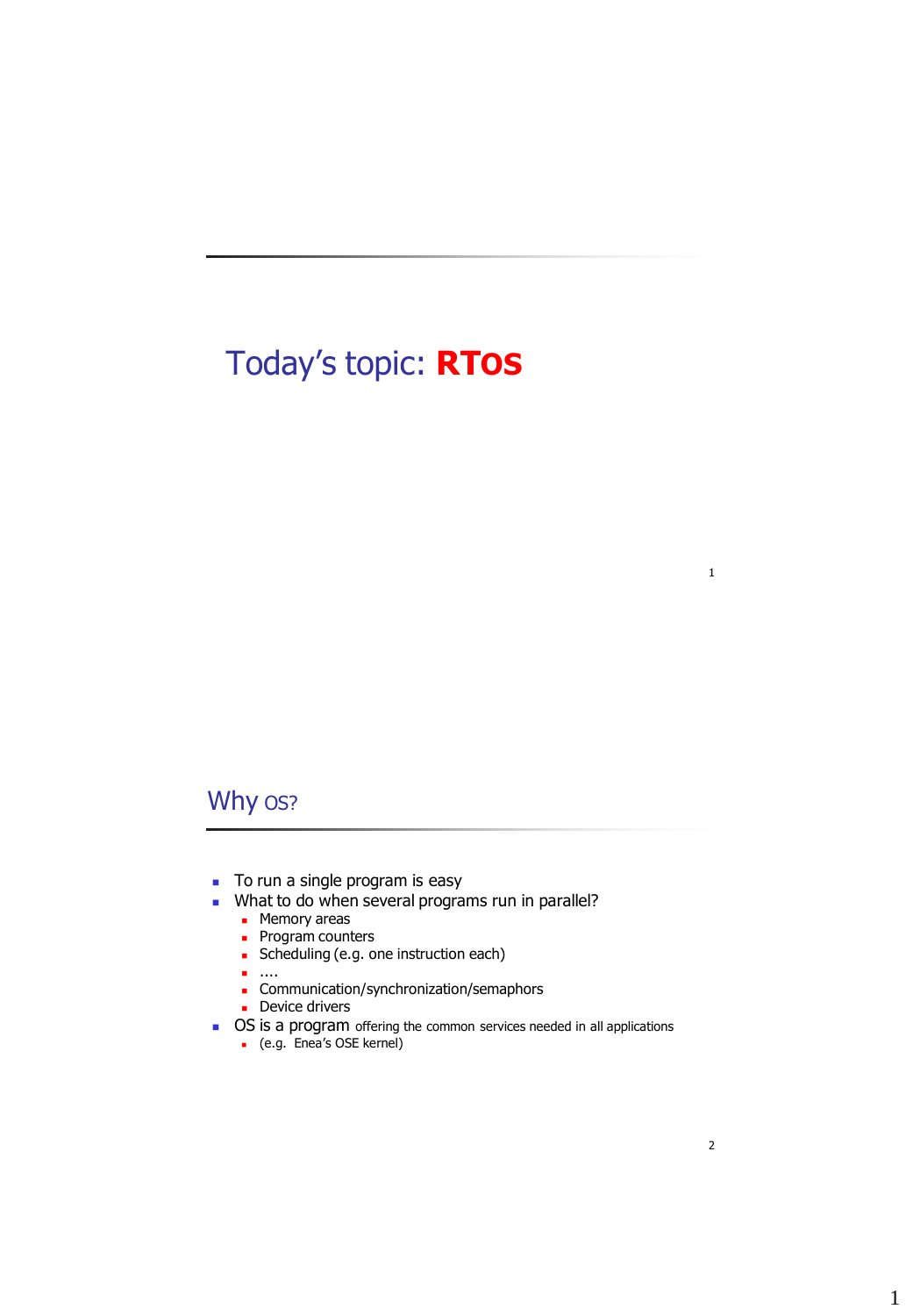# Today's topic: **RTOS**

## Why OS?

- To run a single program is easy
- What to do when several programs run in parallel?
  - Memory areas
  - Program counters
  - Scheduling (e.g. one instruction each)
  - ....
  - Communication/synchronization/semaphors
  - Device drivers
- OS is a program offering the common services needed in all applications
  - (e.g. Enea's OSE kernel)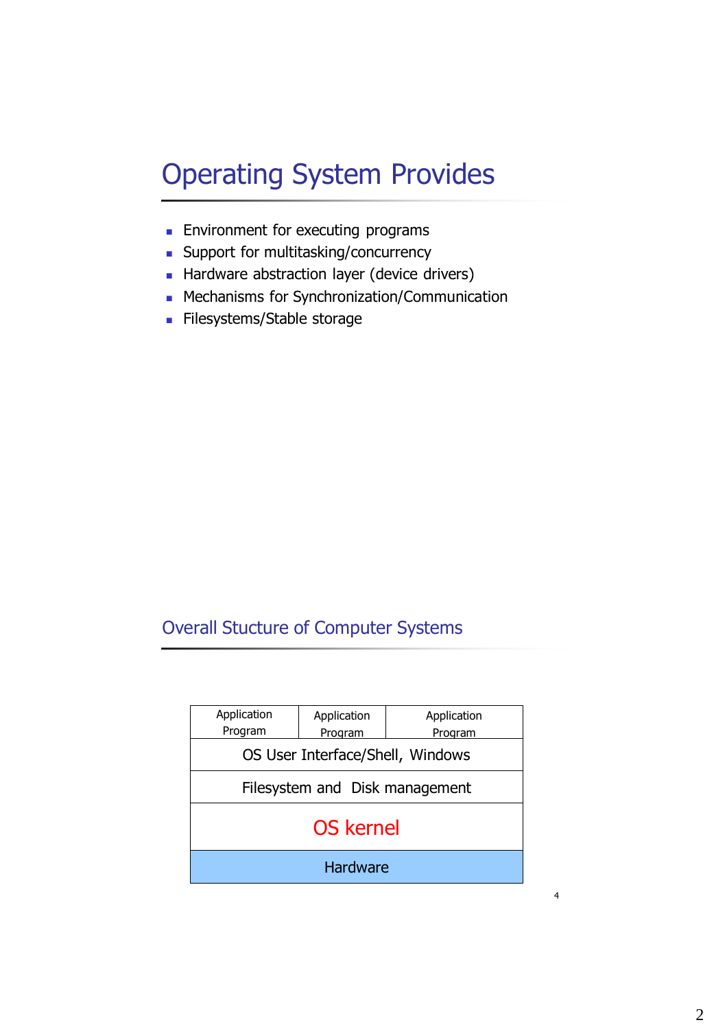# Operating System Provides

- Environment for executing programs
- Support for multitasking/concurrency
- Hardware abstraction layer (device drivers)
- Mechanisms for Synchronization/Communication
- Filesystems/Stable storage

## Overall Stucture of Computer Systems

| Application Program | Application Program | Application Program |
|---|---|---|
| OS User Interface/Shell, Windows | | |
| Filesystem and Disk management | | |
| OS kernel | | |
| Hardware | | |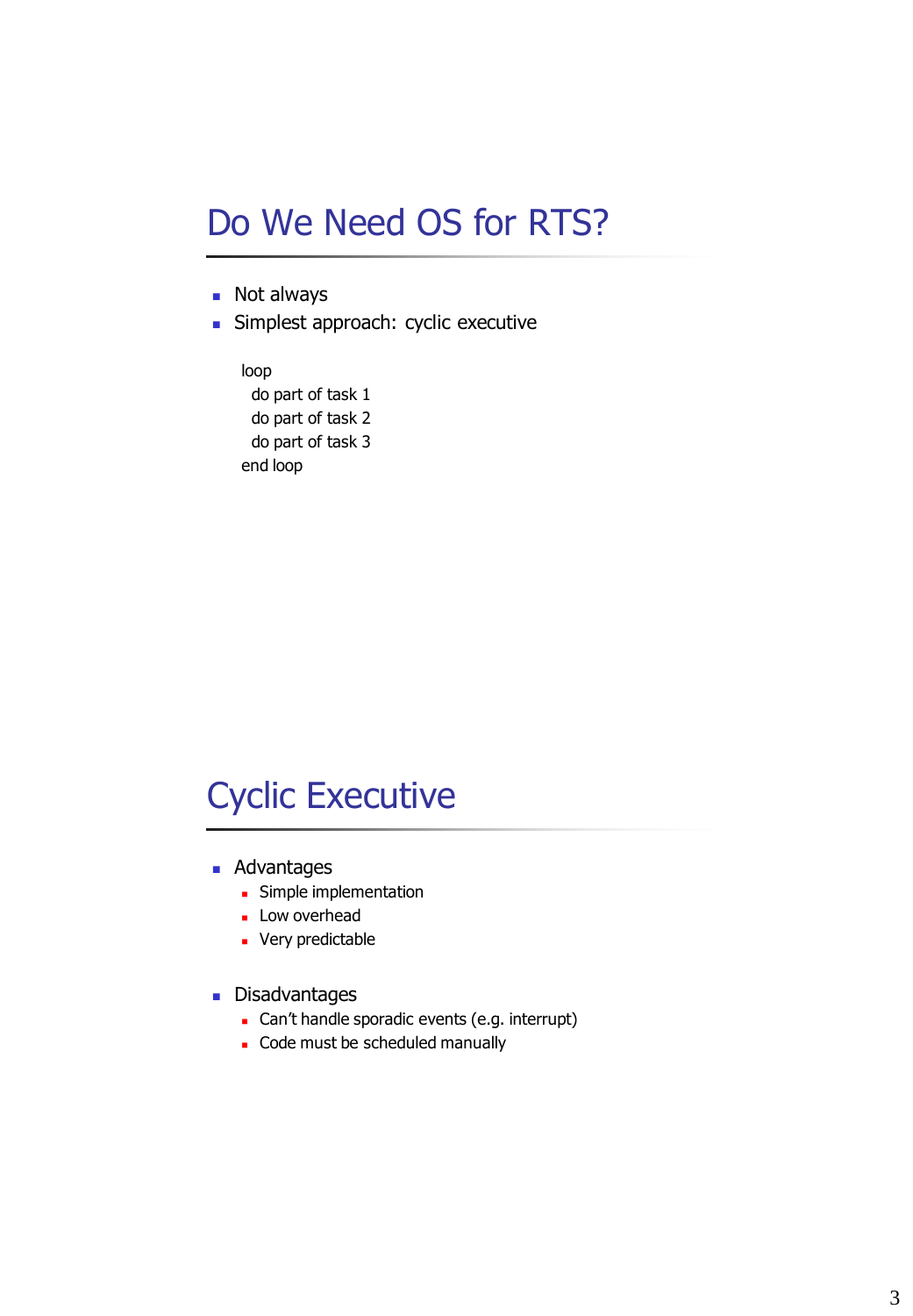# Do We Need OS for RTS?

- Not always
- Simplest approach: cyclic executive

```
loop
  do part of task 1
  do part of task 2
  do part of task 3
end loop
```

# Cyclic Executive

- Advantages
  - Simple implementation
  - Low overhead
  - Very predictable

- Disadvantages
  - Can't handle sporadic events (e.g. interrupt)
  - Code must be scheduled manually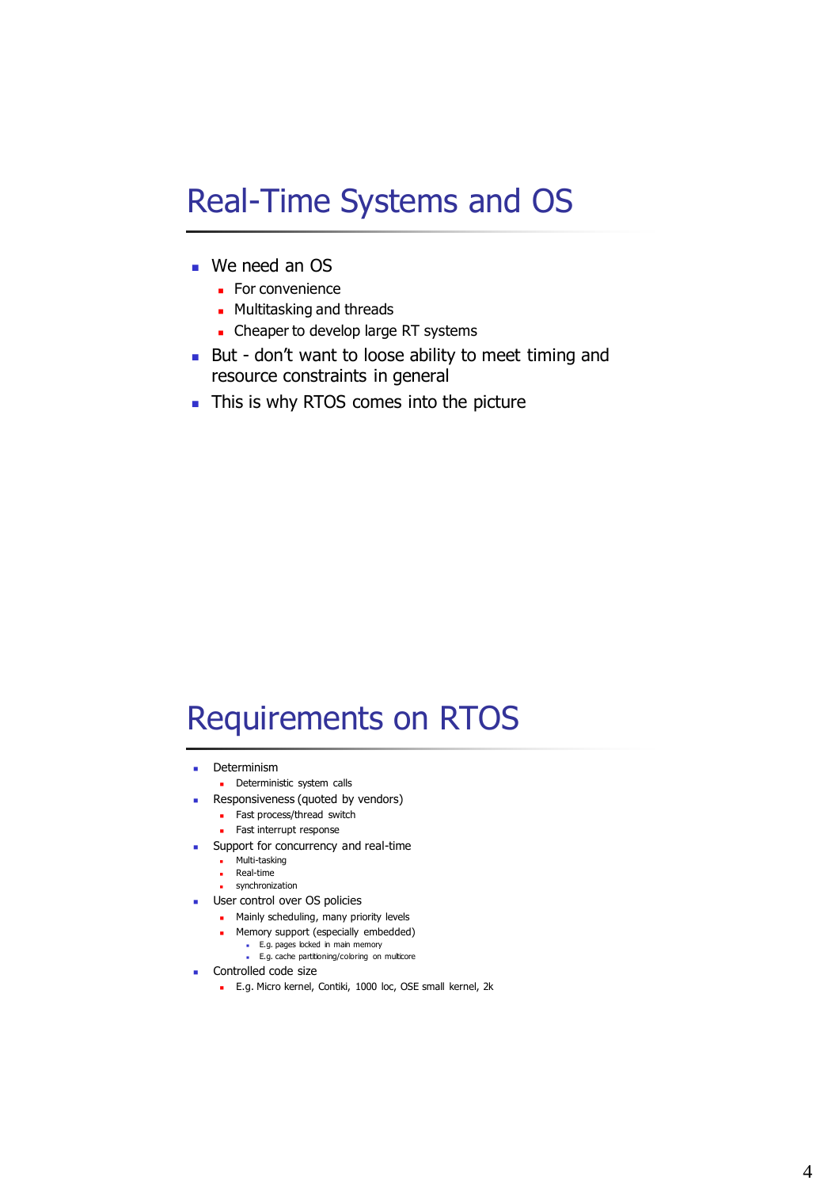# Real-Time Systems and OS

- We need an OS
  - For convenience
  - Multitasking and threads
  - Cheaper to develop large RT systems
- But - don't want to loose ability to meet timing and resource constraints in general
- This is why RTOS comes into the picture

# Requirements on RTOS

- Determinism
  - Deterministic system calls
- Responsiveness (quoted by vendors)
  - Fast process/thread switch
  - Fast interrupt response
- Support for concurrency and real-time
  - Multi-tasking
  - Real-time
  - synchronization
- User control over OS policies
  - Mainly scheduling, many priority levels
  - Memory support (especially embedded)
    - E.g. pages locked in main memory
    - E.g. cache partitioning/coloring on multicore
- Controlled code size
  - E.g. Micro kernel, Contiki, 1000 loc, OSE small kernel, 2k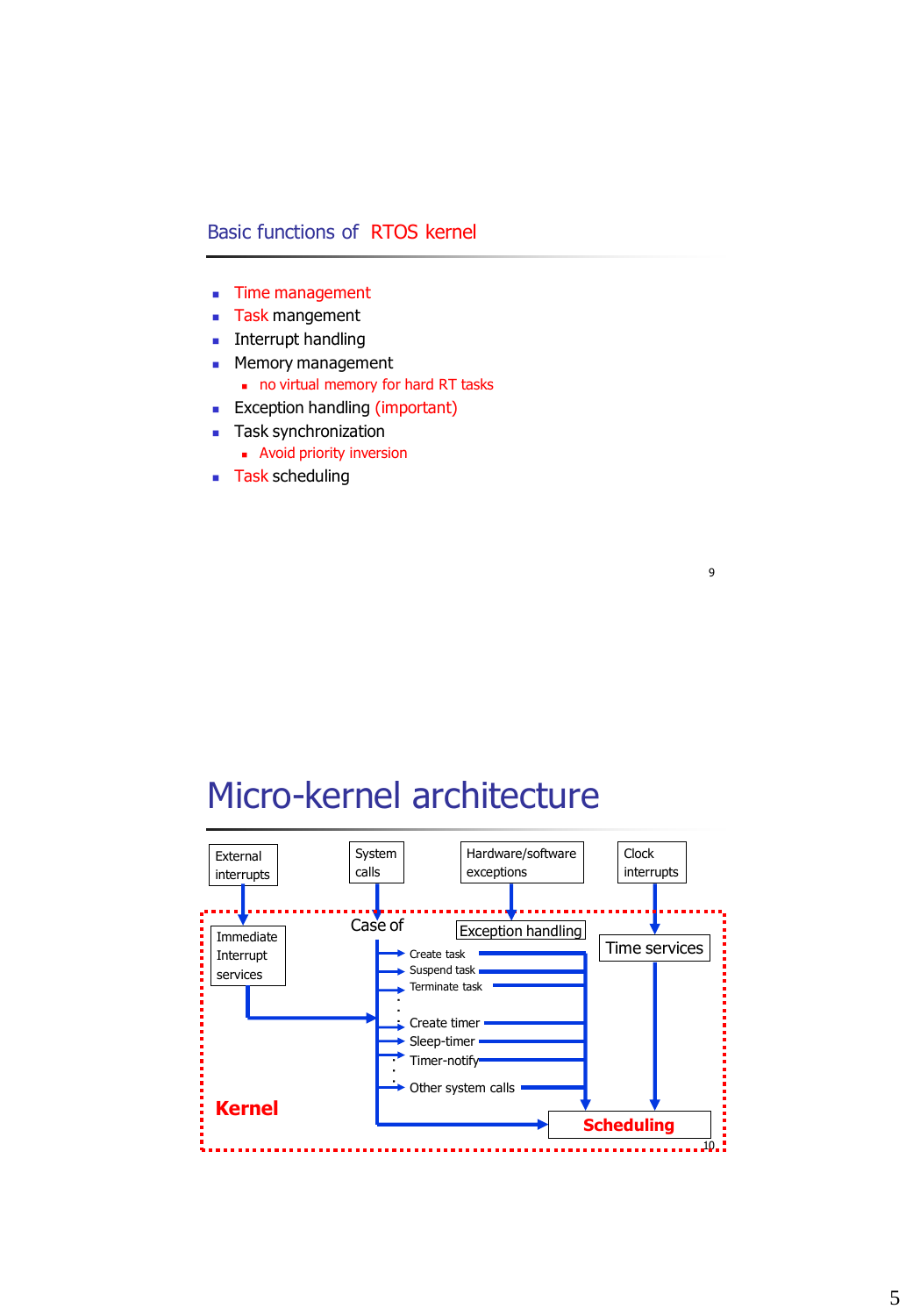## Basic functions of RTOS kernel

- Time management
- Task mangement
- Interrupt handling
- Memory management
  - no virtual memory for hard RT tasks
- Exception handling (important)
- Task synchronization
  - Avoid priority inversion
- Task scheduling

## Micro-kernel architecture

External interrupts

System calls

Hardware/software exceptions

Clock interrupts

Immediate Interrupt services

Case of

Exception handling

Time services

Create task

Suspend task

Terminate task

Create timer

Sleep-timer

Timer-notify

Other system calls

Kernel

Scheduling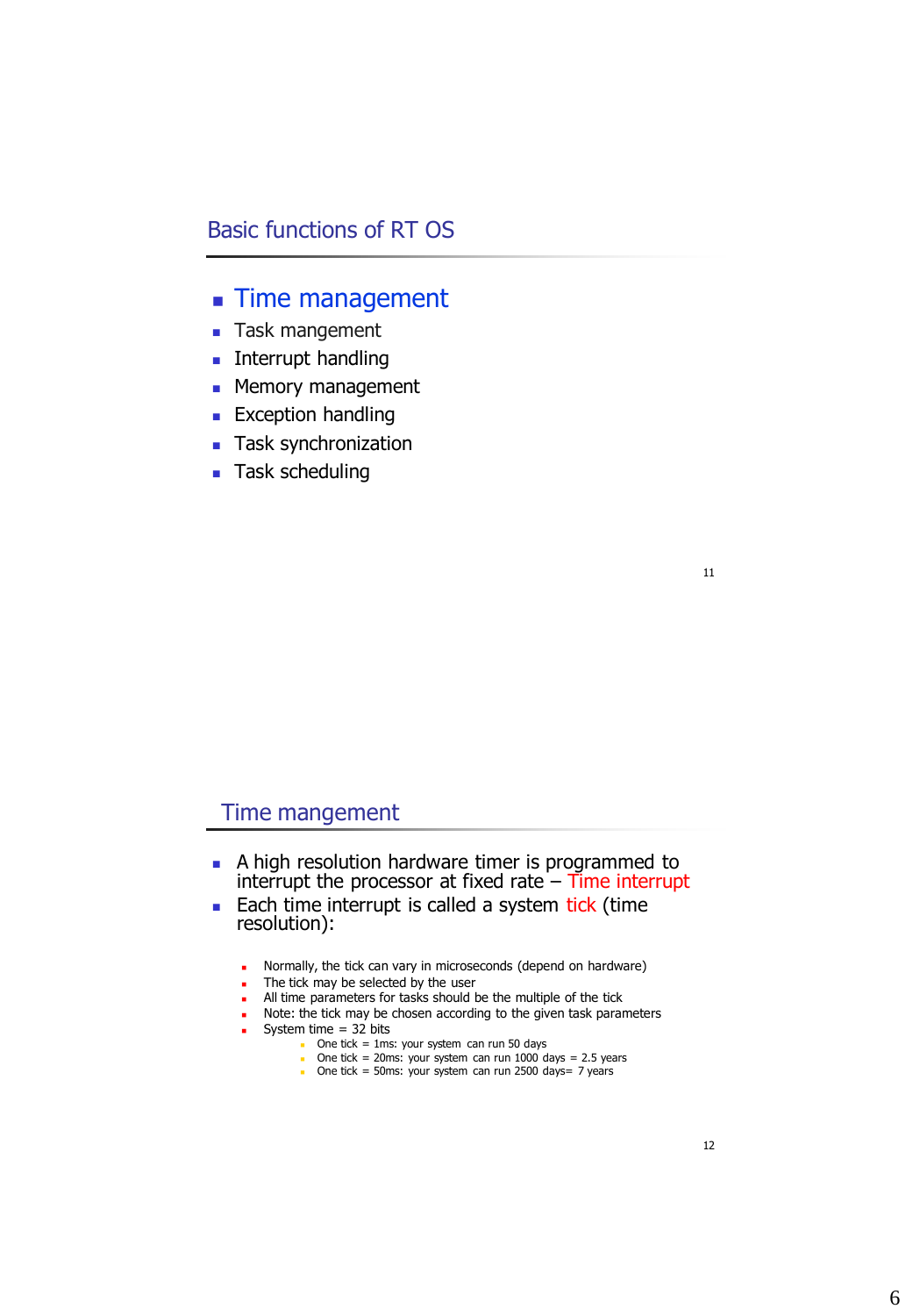## Basic functions of RT OS

- **Time management**
- Task mangement
- Interrupt handling
- Memory management
- Exception handling
- Task synchronization
- Task scheduling

## Time mangement

- A high resolution hardware timer is programmed to interrupt the processor at fixed rate – Time interrupt
- Each time interrupt is called a system tick (time resolution):
  - Normally, the tick can vary in microseconds (depend on hardware)
  - The tick may be selected by the user
  - All time parameters for tasks should be the multiple of the tick
  - Note: the tick may be chosen according to the given task parameters
  - System time = 32 bits
    - One tick = 1ms: your system can run 50 days
    - One tick = 20ms: your system can run 1000 days = 2.5 years
    - One tick = 50ms: your system can run 2500 days= 7 years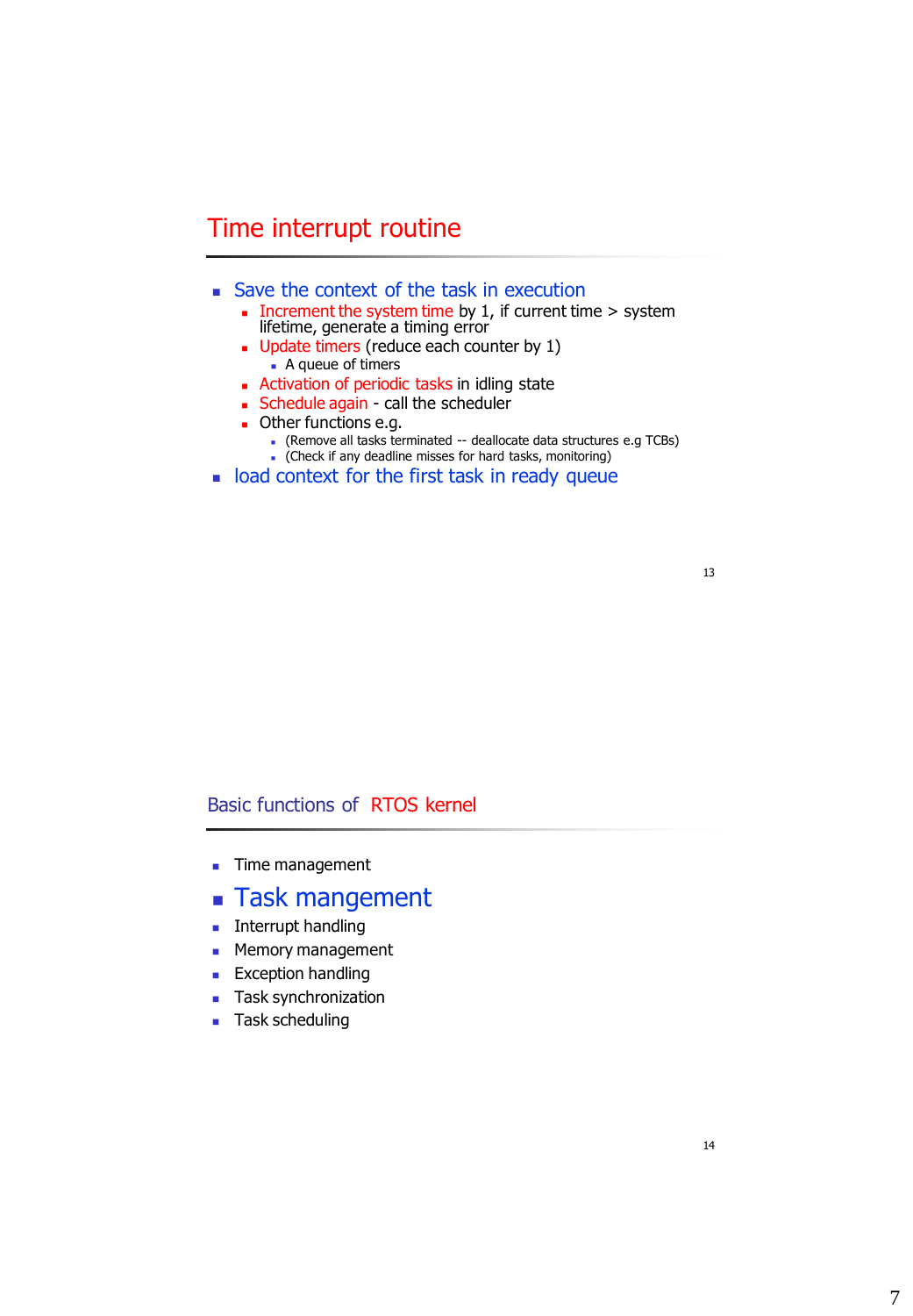## Time interrupt routine

- Save the context of the task in execution
  - Increment the system time by 1, if current time > system lifetime, generate a timing error
  - Update timers (reduce each counter by 1)
    - A queue of timers
  - Activation of periodic tasks in idling state
  - Schedule again - call the scheduler
  - Other functions e.g.
    - (Remove all tasks terminated -- deallocate data structures e.g TCBs)
    - (Check if any deadline misses for hard tasks, monitoring)
- load context for the first task in ready queue

## Basic functions of RTOS kernel

- Time management
- **Task mangement**
- Interrupt handling
- Memory management
- Exception handling
- Task synchronization
- Task scheduling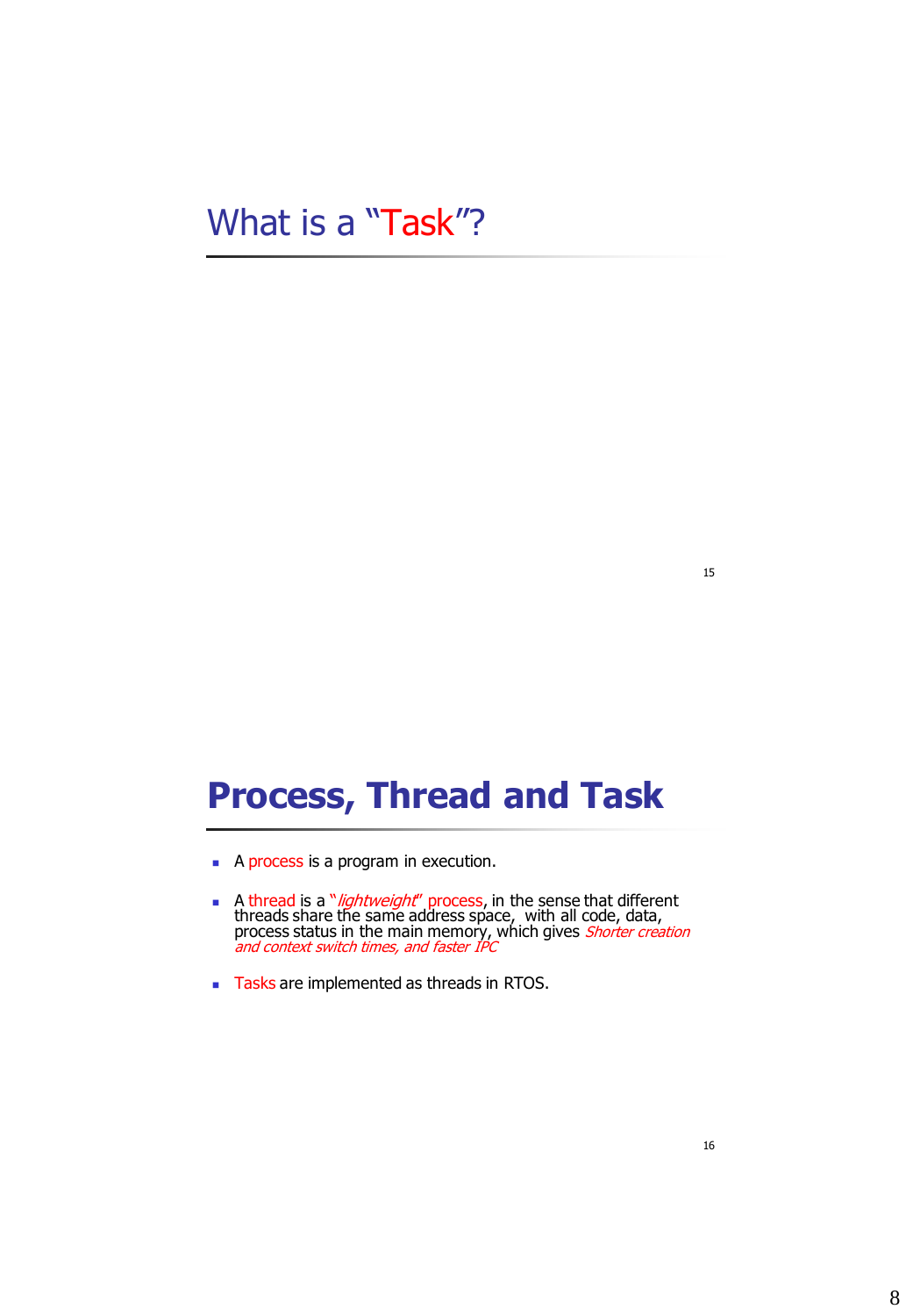## What is a "Task"?

## Process, Thread and Task

- A process is a program in execution.
- A thread is a "*lightweight*" process, in the sense that different threads share the same address space, with all code, data, process status in the main memory, which gives *Shorter creation and context switch times, and faster IPC*
- Tasks are implemented as threads in RTOS.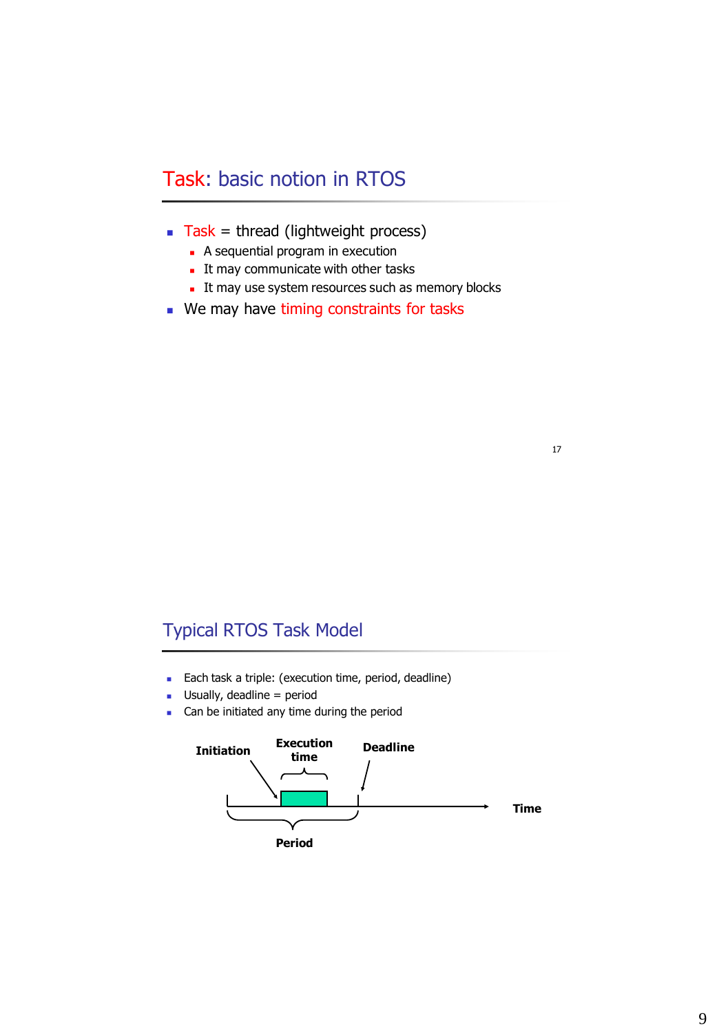## Task: basic notion in RTOS

- Task = thread (lightweight process)
  - A sequential program in execution
  - It may communicate with other tasks
  - It may use system resources such as memory blocks
- We may have timing constraints for tasks

## Typical RTOS Task Model

- Each task a triple: (execution time, period, deadline)
- Usually, deadline = period
- Can be initiated any time during the period

Initiation

Execution time

Deadline

Time

Period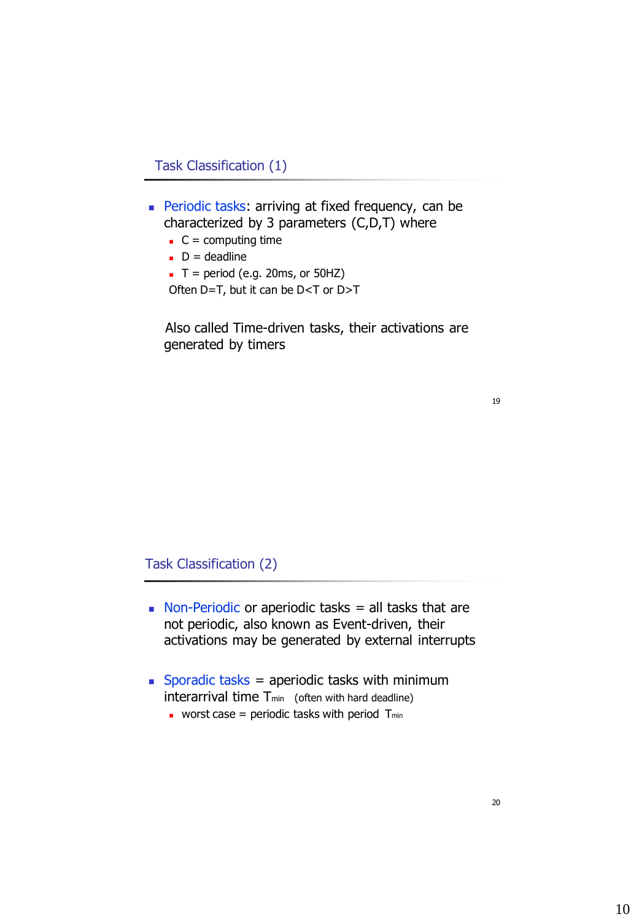## Task Classification (1)

- Periodic tasks: arriving at fixed frequency, can be characterized by 3 parameters (C,D,T) where
  - C = computing time
  - D = deadline
  - T = period (e.g. 20ms, or 50HZ)

  Often D=T, but it can be D<T or D>T

  Also called Time-driven tasks, their activations are generated by timers

## Task Classification (2)

- Non-Periodic or aperiodic tasks = all tasks that are not periodic, also known as Event-driven, their activations may be generated by external interrupts

- Sporadic tasks = aperiodic tasks with minimum interarrival time $T_{min}$ (often with hard deadline)
  - worst case = periodic tasks with period $T_{min}$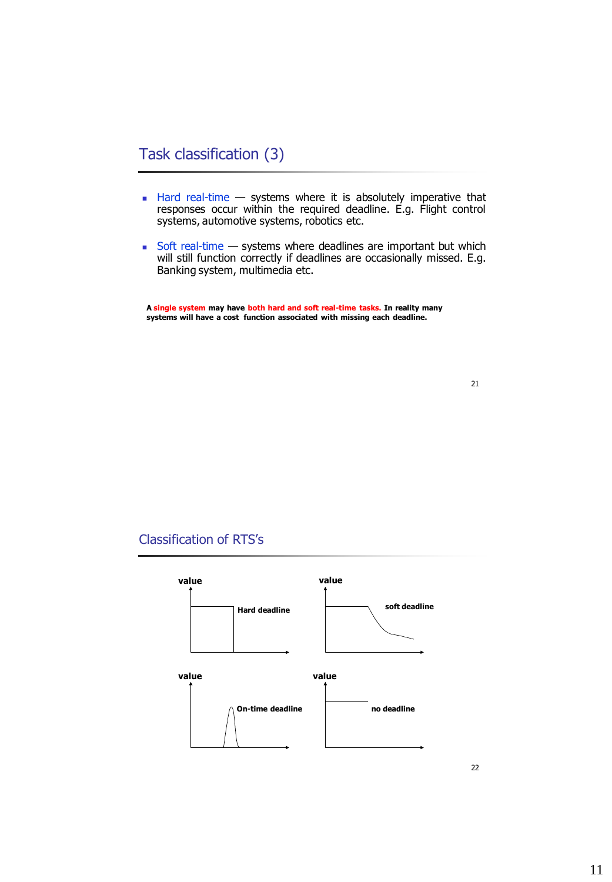## Task classification (3)

- Hard real-time — systems where it is absolutely imperative that responses occur within the required deadline. E.g. Flight control systems, automotive systems, robotics etc.

- Soft real-time — systems where deadlines are important but which will still function correctly if deadlines are occasionally missed. E.g. Banking system, multimedia etc.

**A single system may have both hard and soft real-time tasks. In reality many systems will have a cost function associated with missing each deadline.**

## Classification of RTS's

**value** — **Hard deadline**

**value** — **soft deadline**

**value** — **On-time deadline**

**value** — **no deadline**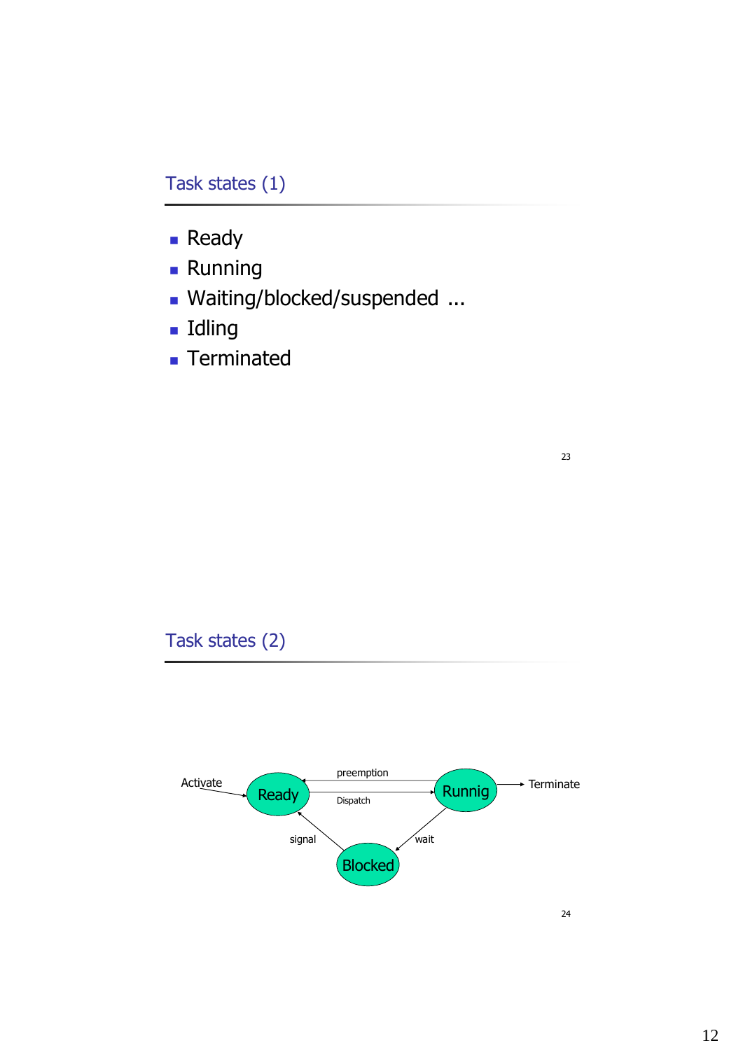## Task states (1)

- Ready
- Running
- Waiting/blocked/suspended ...
- Idling
- Terminated

## Task states (2)

Activate → Ready

Ready → Runnig (Dispatch)

Runnig → Ready (preemption)

Runnig → Terminate

Runnig → Blocked (wait)

Blocked → Ready (signal)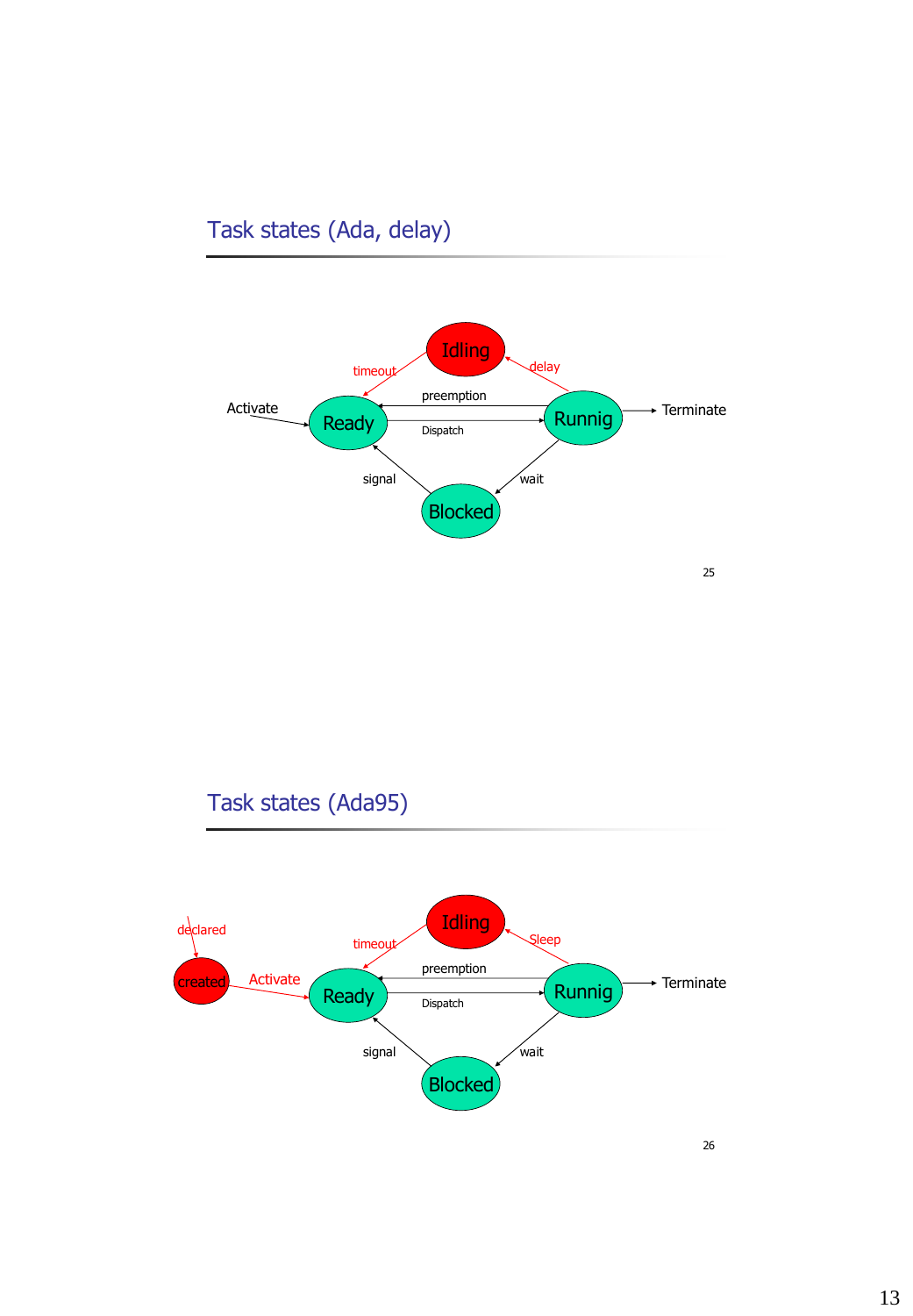## Task states (Ada, delay)

Idling

timeout

delay

preemption

Activate

Ready

Runnig

Terminate

Dispatch

signal

wait

Blocked

## Task states (Ada95)

Idling

declared

timeout

Sleep

preemption

created

Activate

Ready

Runnig

Terminate

Dispatch

signal

wait

Blocked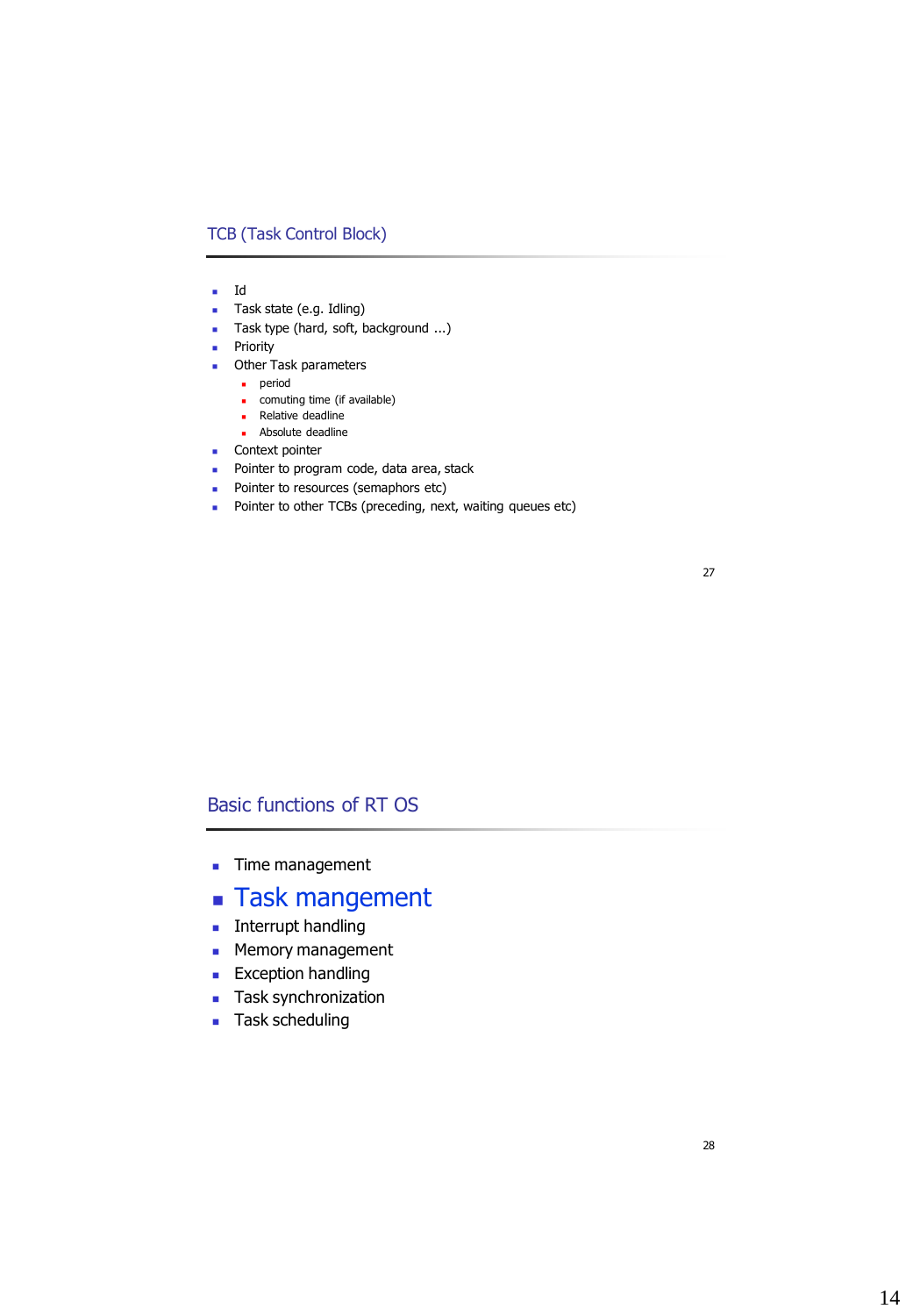## TCB (Task Control Block)

- Id
- Task state (e.g. Idling)
- Task type (hard, soft, background ...)
- Priority
- Other Task parameters
  - period
  - comuting time (if available)
  - Relative deadline
  - Absolute deadline
- Context pointer
- Pointer to program code, data area, stack
- Pointer to resources (semaphors etc)
- Pointer to other TCBs (preceding, next, waiting queues etc)

## Basic functions of RT OS

- Time management
- **Task mangement**
- Interrupt handling
- Memory management
- Exception handling
- Task synchronization
- Task scheduling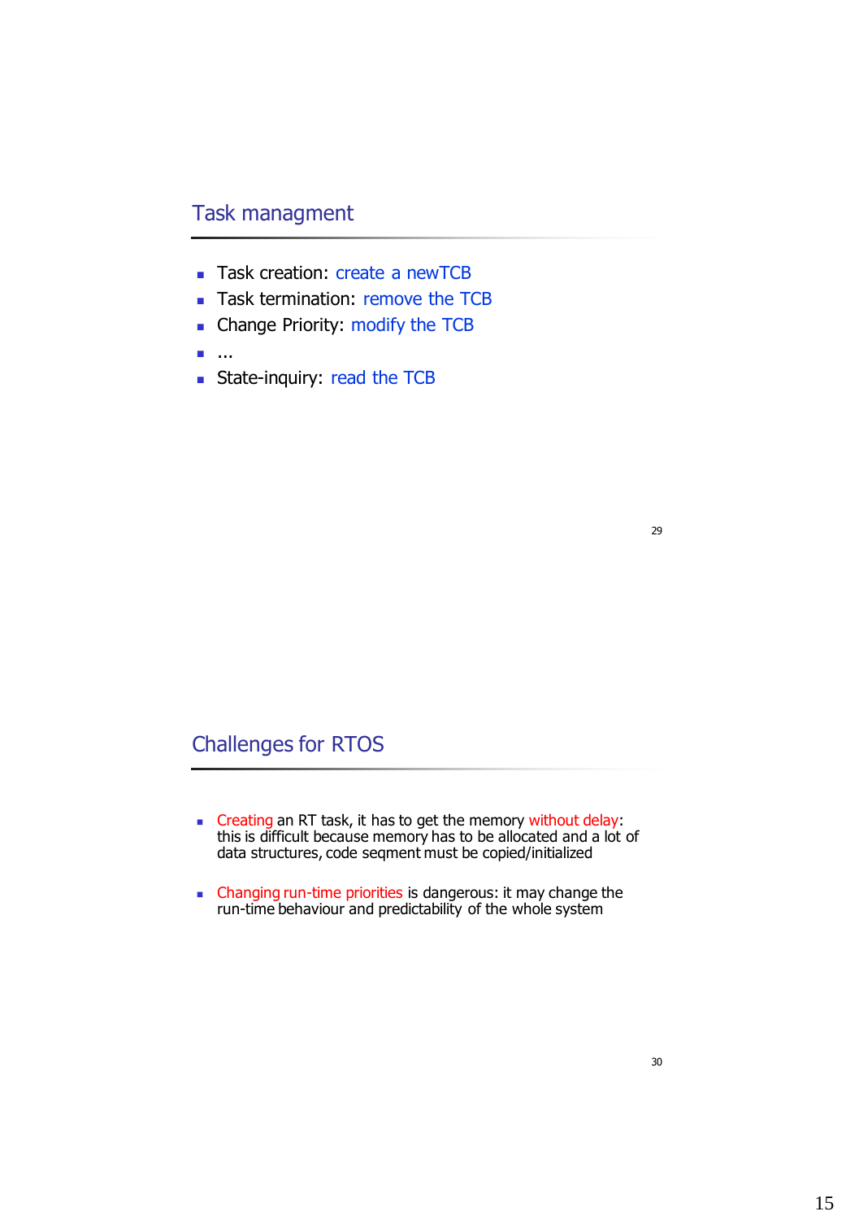## Task managment

- Task creation: create a newTCB
- Task termination: remove the TCB
- Change Priority: modify the TCB
- ...
- State-inquiry: read the TCB

## Challenges for RTOS

- Creating an RT task, it has to get the memory without delay: this is difficult because memory has to be allocated and a lot of data structures, code seqment must be copied/initialized

- Changing run-time priorities is dangerous: it may change the run-time behaviour and predictability of the whole system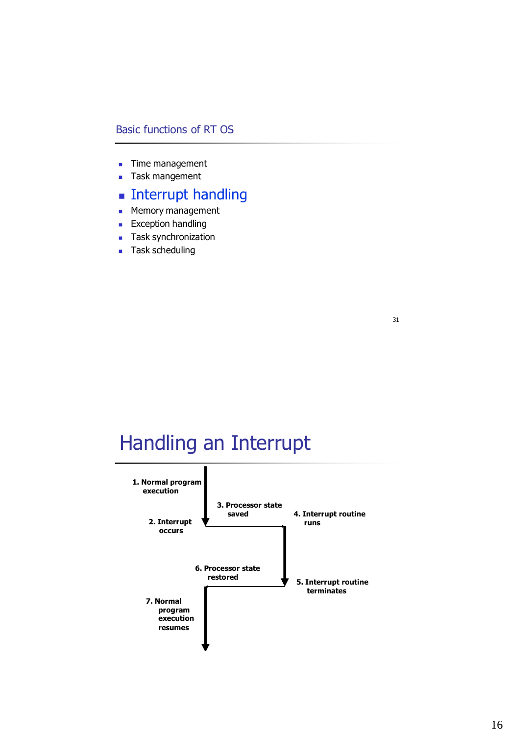## Basic functions of RT OS

- Time management
- Task mangement
- **Interrupt handling**
- Memory management
- Exception handling
- Task synchronization
- Task scheduling

## Handling an Interrupt

1. Normal program execution
2. Interrupt occurs
3. Processor state saved
4. Interrupt routine runs
5. Interrupt routine terminates
6. Processor state restored
7. Normal program execution resumes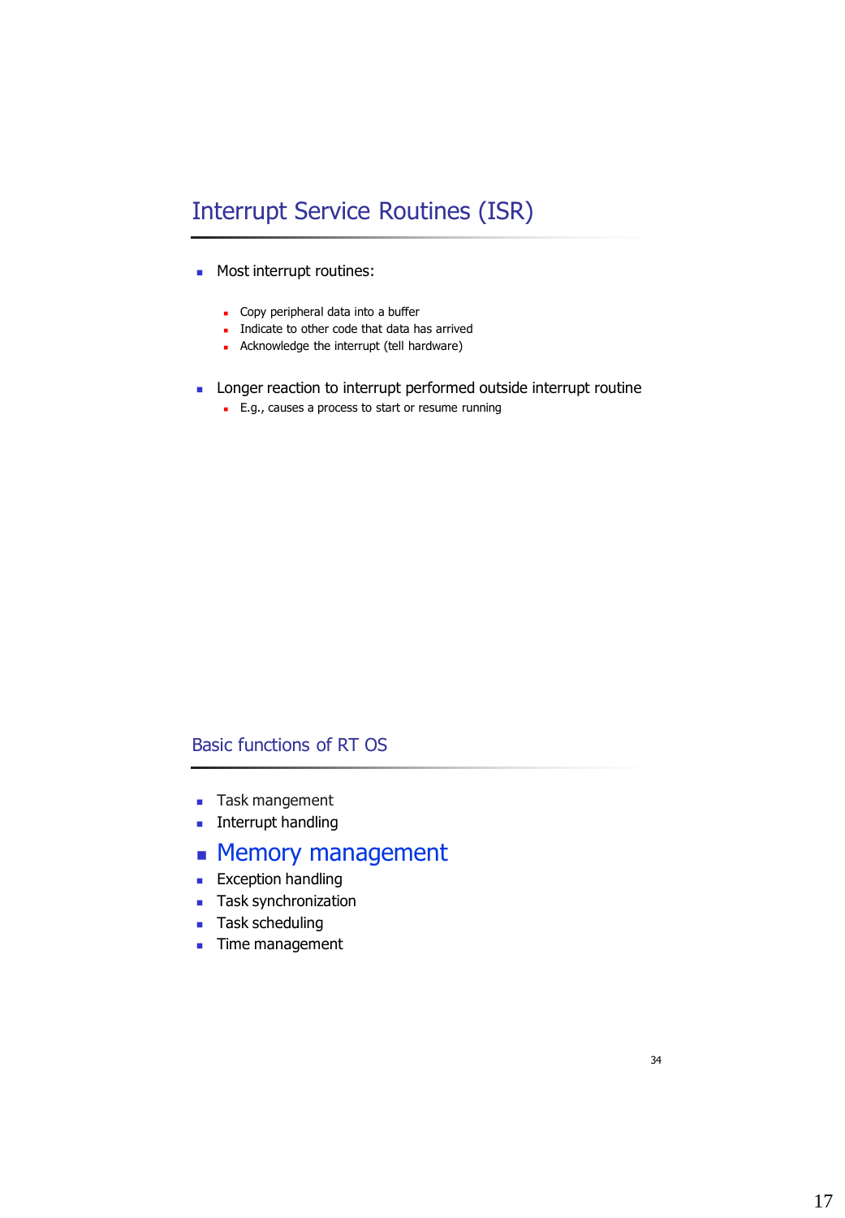## Interrupt Service Routines (ISR)

- Most interrupt routines:
  - Copy peripheral data into a buffer
  - Indicate to other code that data has arrived
  - Acknowledge the interrupt (tell hardware)
- Longer reaction to interrupt performed outside interrupt routine
  - E.g., causes a process to start or resume running

## Basic functions of RT OS

- Task mangement
- Interrupt handling
- **Memory management**
- Exception handling
- Task synchronization
- Task scheduling
- Time management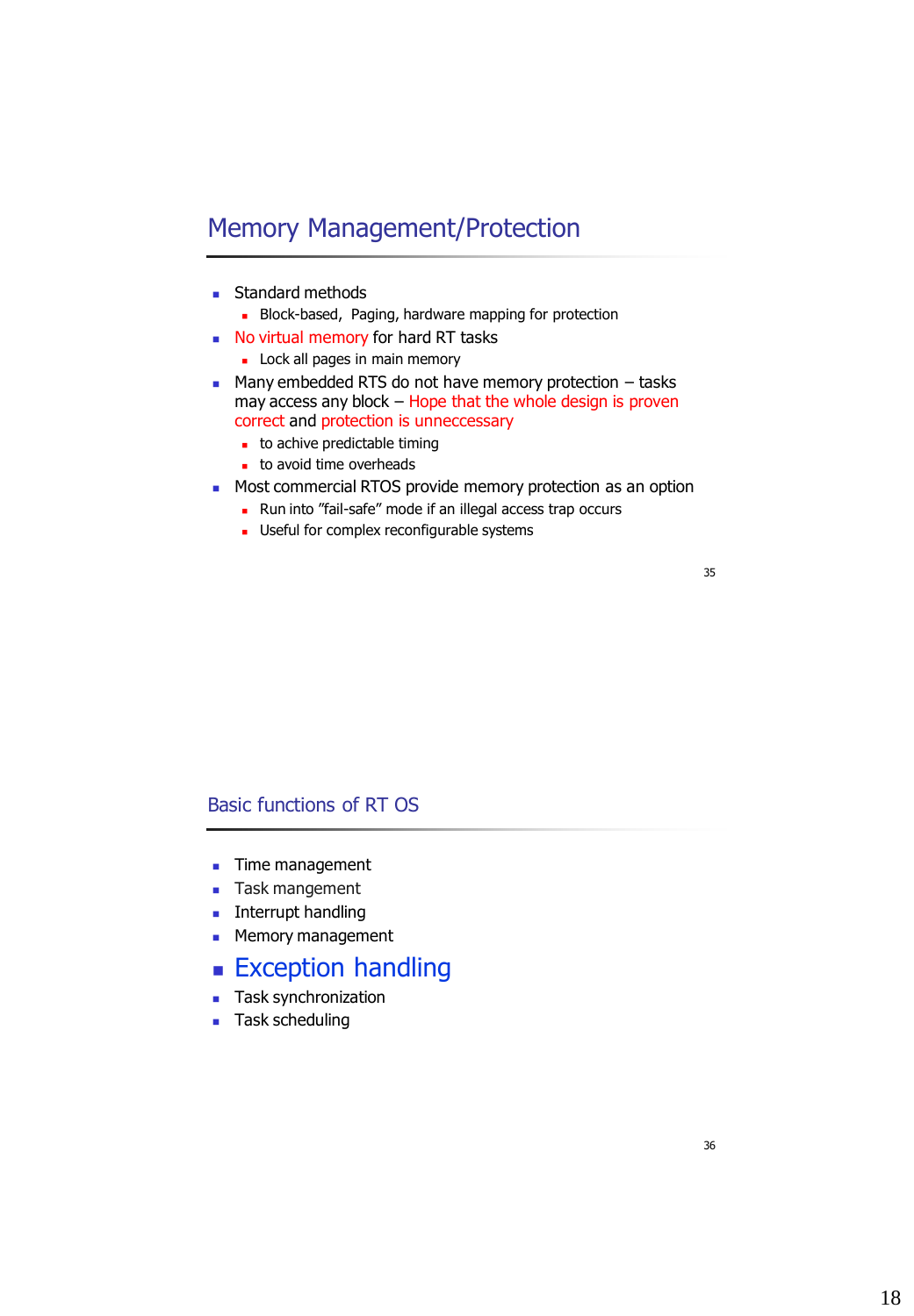## Memory Management/Protection

- Standard methods
  - Block-based, Paging, hardware mapping for protection
- No virtual memory for hard RT tasks
  - Lock all pages in main memory
- Many embedded RTS do not have memory protection – tasks may access any block – Hope that the whole design is proven correct and protection is unneccessary
  - to achive predictable timing
  - to avoid time overheads
- Most commercial RTOS provide memory protection as an option
  - Run into "fail-safe" mode if an illegal access trap occurs
  - Useful for complex reconfigurable systems

## Basic functions of RT OS

- Time management
- Task mangement
- Interrupt handling
- Memory management
- **Exception handling**
- Task synchronization
- Task scheduling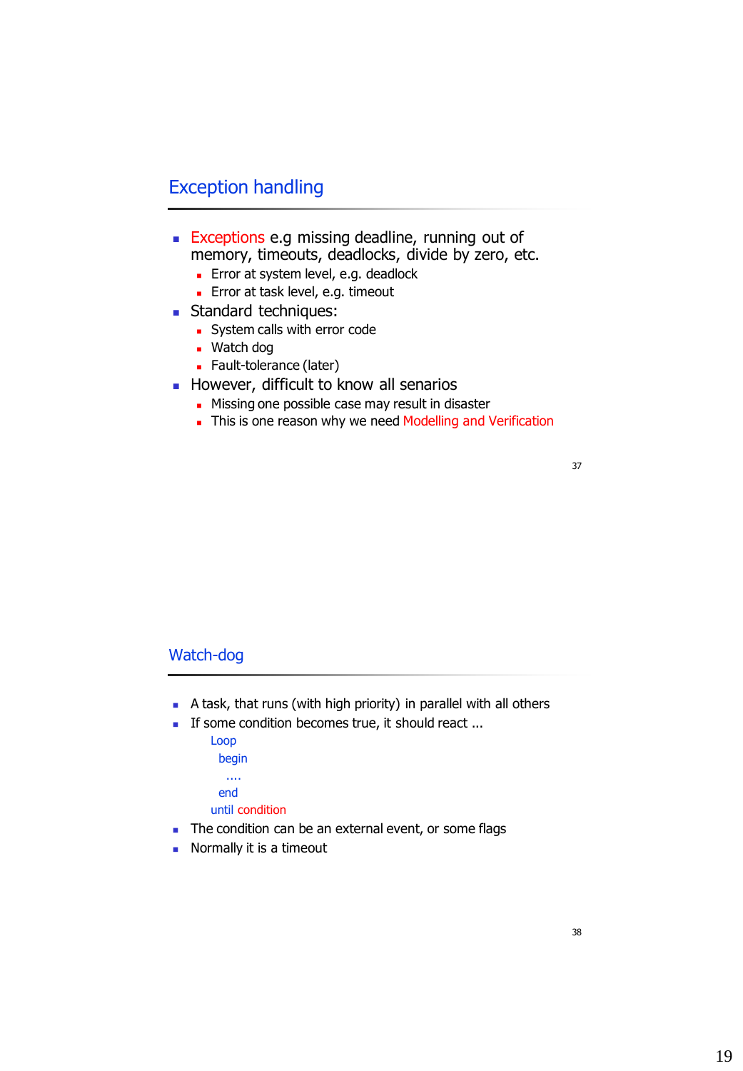## Exception handling

- Exceptions e.g missing deadline, running out of memory, timeouts, deadlocks, divide by zero, etc.
  - Error at system level, e.g. deadlock
  - Error at task level, e.g. timeout
- Standard techniques:
  - System calls with error code
  - Watch dog
  - Fault-tolerance (later)
- However, difficult to know all senarios
  - Missing one possible case may result in disaster
  - This is one reason why we need Modelling and Verification

## Watch-dog

- A task, that runs (with high priority) in parallel with all others
- If some condition becomes true, it should react ...

```
Loop
  begin
    ....
  end
until condition
```

- The condition can be an external event, or some flags
- Normally it is a timeout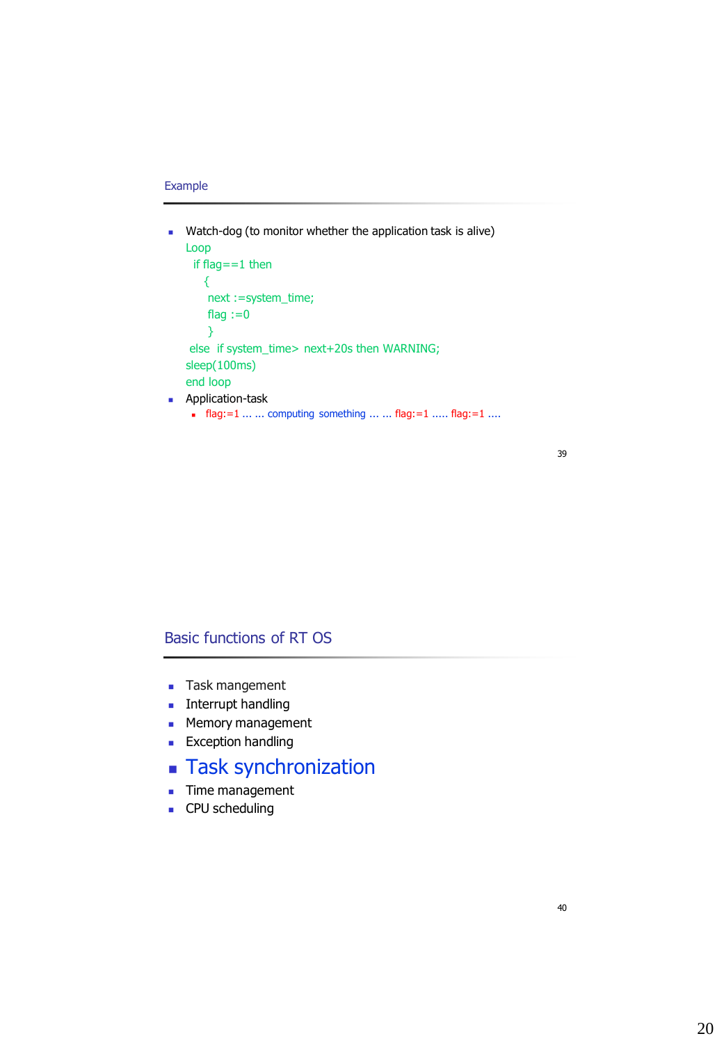## Example

- Watch-dog (to monitor whether the application task is alive)

```
Loop
  if flag==1 then
    {
     next :=system_time;
     flag :=0
     }
 else  if system_time> next+20s then WARNING;
sleep(100ms)
end loop
```

- Application-task
  - flag:=1 ... ... computing something ... ... flag:=1 ..... flag:=1 ....

## Basic functions of RT OS

- Task mangement
- Interrupt handling
- Memory management
- Exception handling
- **Task synchronization**
- Time management
- CPU scheduling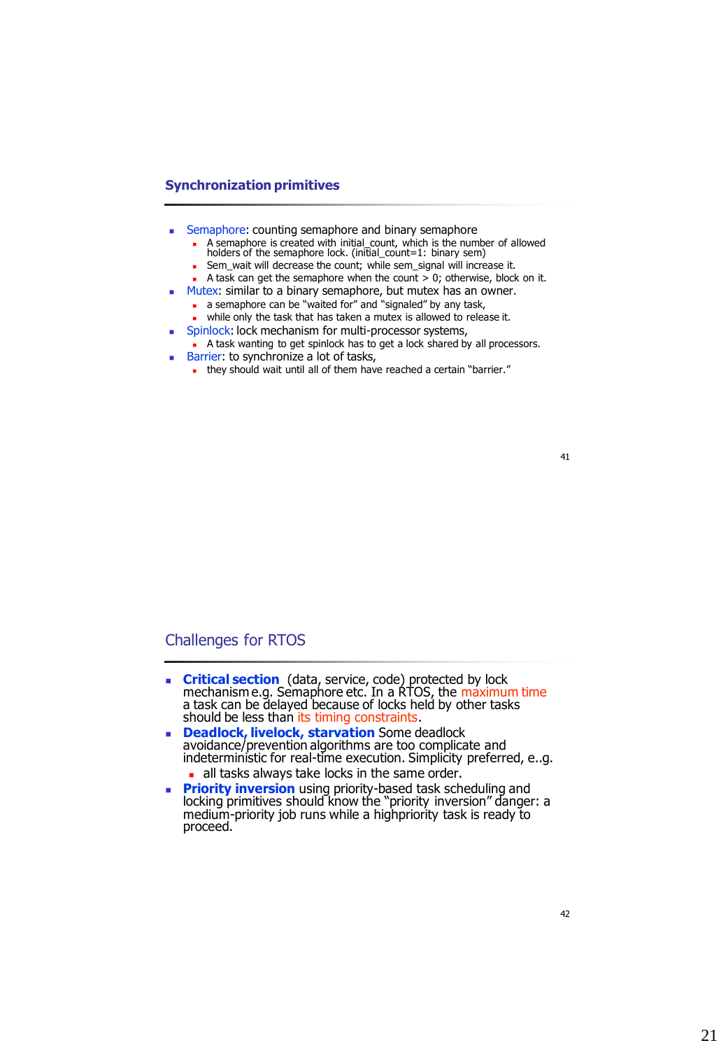## Synchronization primitives

- Semaphore: counting semaphore and binary semaphore
  - A semaphore is created with initial_count, which is the number of allowed holders of the semaphore lock. (initial_count=1: binary sem)
  - Sem_wait will decrease the count; while sem_signal will increase it.
  - A task can get the semaphore when the count > 0; otherwise, block on it.
- Mutex: similar to a binary semaphore, but mutex has an owner.
  - a semaphore can be "waited for" and "signaled" by any task,
  - while only the task that has taken a mutex is allowed to release it.
- Spinlock: lock mechanism for multi-processor systems,
  - A task wanting to get spinlock has to get a lock shared by all processors.
- Barrier: to synchronize a lot of tasks,
  - they should wait until all of them have reached a certain "barrier."

## Challenges for RTOS

- **Critical section** (data, service, code) protected by lock mechanism e.g. Semaphore etc. In a RTOS, the maximum time a task can be delayed because of locks held by other tasks should be less than its timing constraints.
- **Deadlock, livelock, starvation** Some deadlock avoidance/prevention algorithms are too complicate and indeterministic for real-time execution. Simplicity preferred, e.g.
  - all tasks always take locks in the same order.
- **Priority inversion** using priority-based task scheduling and locking primitives should know the "priority inversion" danger: a medium-priority job runs while a highpriority task is ready to proceed.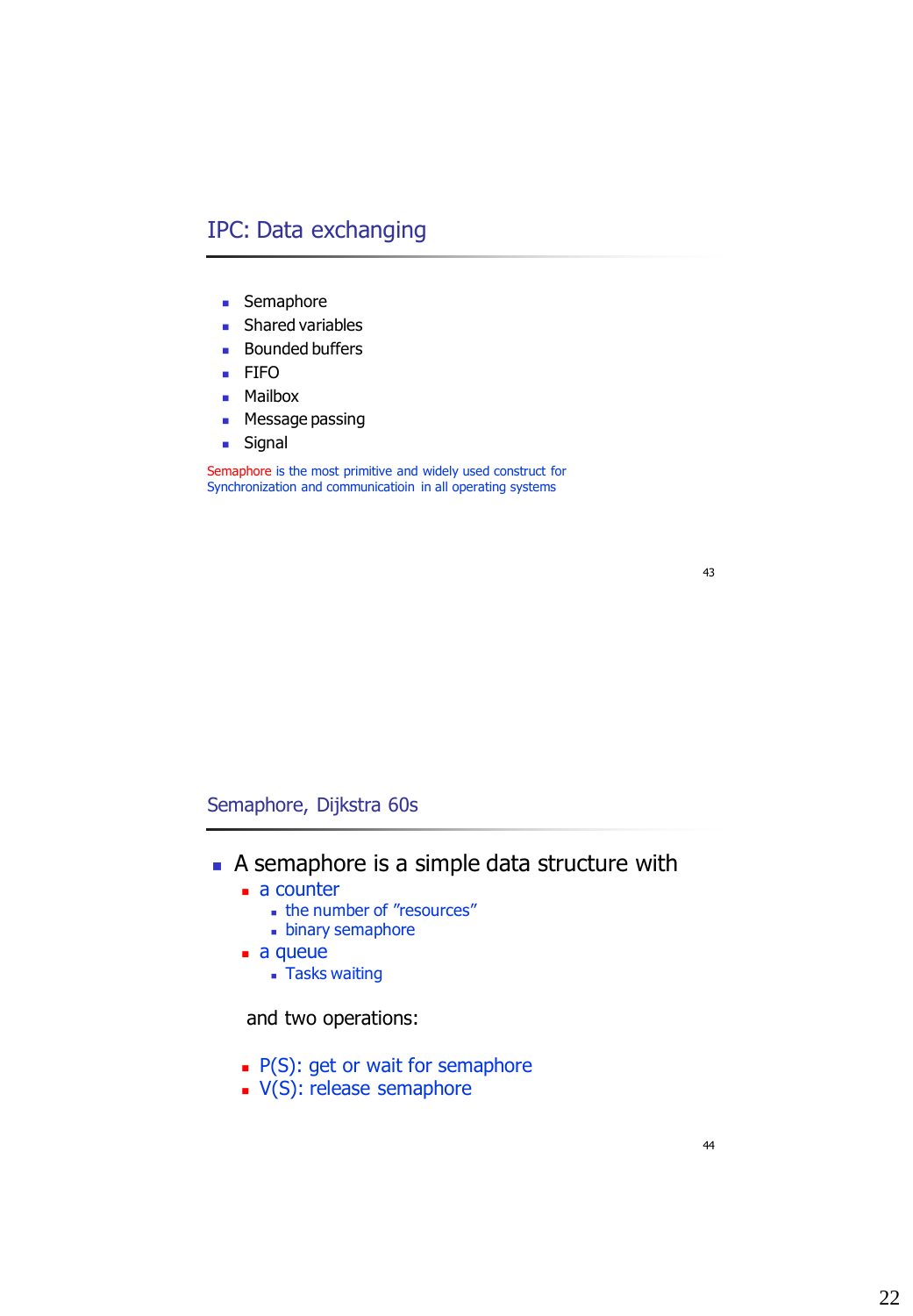## IPC: Data exchanging

- Semaphore
- Shared variables
- Bounded buffers
- FIFO
- Mailbox
- Message passing
- Signal

Semaphore is the most primitive and widely used construct for Synchronization and communicatioin in all operating systems

## Semaphore, Dijkstra 60s

- A semaphore is a simple data structure with
  - a counter
    - the number of ”resources”
    - binary semaphore
  - a queue
    - Tasks waiting

  and two operations:

  - P(S): get or wait for semaphore
  - V(S): release semaphore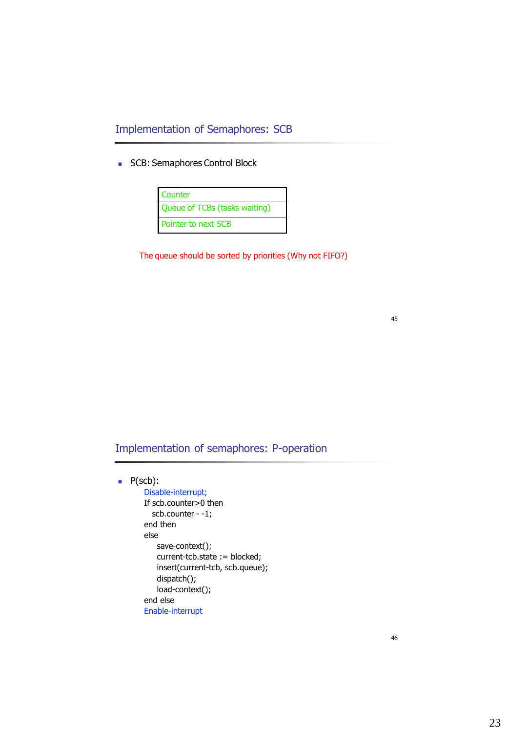## Implementation of Semaphores: SCB

- SCB: Semaphores Control Block

| Counter |
|---|
| Queue of TCBs (tasks waiting) |
| Pointer to next SCB |

The queue should be sorted by priorities (Why not FIFO?)

## Implementation of semaphores: P-operation

- P(scb):

```
Disable-interrupt;
If scb.counter>0 then
  scb.counter - -1;
end then
else
    save-context();
    current-tcb.state := blocked;
    insert(current-tcb, scb.queue);
    dispatch();
    load-context();
end else
Enable-interrupt
```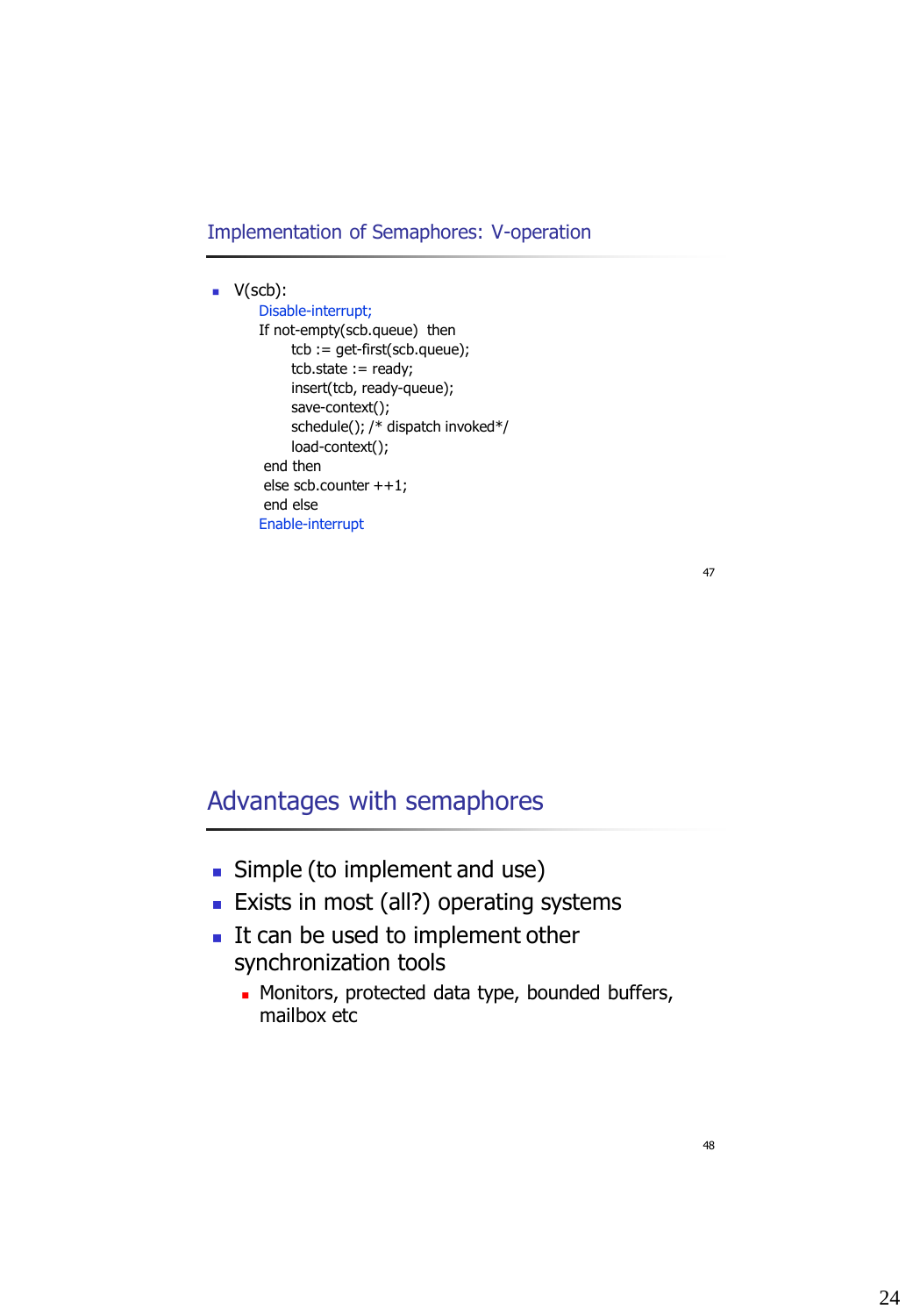## Implementation of Semaphores: V-operation

- V(scb):

```
Disable-interrupt;
If not-empty(scb.queue)  then
      tcb := get-first(scb.queue);
      tcb.state := ready;
      insert(tcb, ready-queue);
      save-context();
      schedule(); /* dispatch invoked*/
      load-context();
 end then
 else scb.counter ++1;
 end else
Enable-interrupt
```

## Advantages with semaphores

- Simple (to implement and use)
- Exists in most (all?) operating systems
- It can be used to implement other synchronization tools
  - Monitors, protected data type, bounded buffers, mailbox etc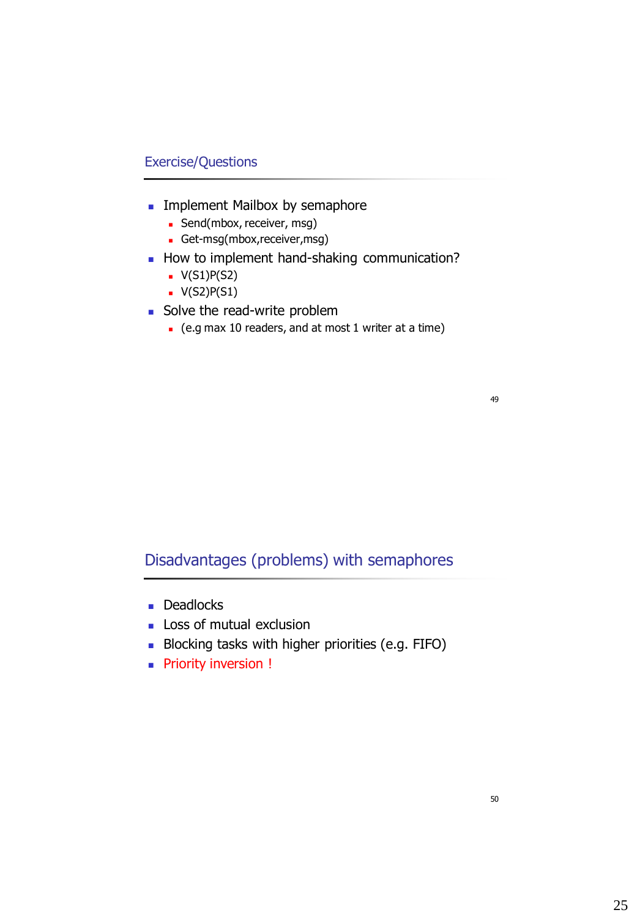## Exercise/Questions

- Implement Mailbox by semaphore
  - Send(mbox, receiver, msg)
  - Get-msg(mbox,receiver,msg)
- How to implement hand-shaking communication?
  - V(S1)P(S2)
  - V(S2)P(S1)
- Solve the read-write problem
  - (e.g max 10 readers, and at most 1 writer at a time)

## Disadvantages (problems) with semaphores

- Deadlocks
- Loss of mutual exclusion
- Blocking tasks with higher priorities (e.g. FIFO)
- Priority inversion !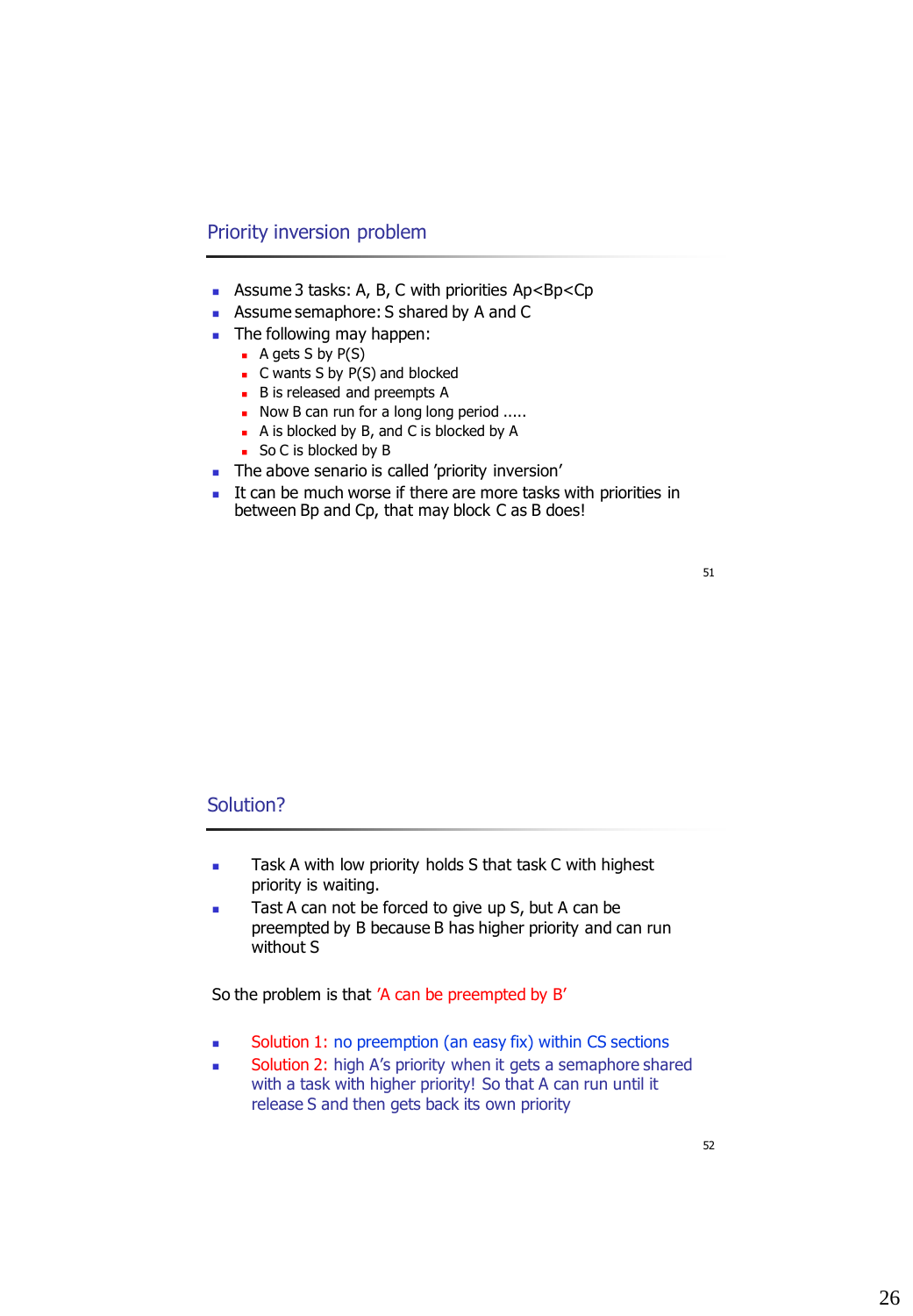## Priority inversion problem

- Assume 3 tasks: A, B, C with priorities Ap<Bp<Cp
- Assume semaphore: S shared by A and C
- The following may happen:
  - A gets S by P(S)
  - C wants S by P(S) and blocked
  - B is released and preempts A
  - Now B can run for a long long period .....
  - A is blocked by B, and C is blocked by A
  - So C is blocked by B
- The above senario is called 'priority inversion'
- It can be much worse if there are more tasks with priorities in between Bp and Cp, that may block C as B does!

## Solution?

- Task A with low priority holds S that task C with highest priority is waiting.
- Tast A can not be forced to give up S, but A can be preempted by B because B has higher priority and can run without S

So the problem is that 'A can be preempted by B'

- Solution 1: no preemption (an easy fix) within CS sections
- Solution 2: high A's priority when it gets a semaphore shared with a task with higher priority! So that A can run until it release S and then gets back its own priority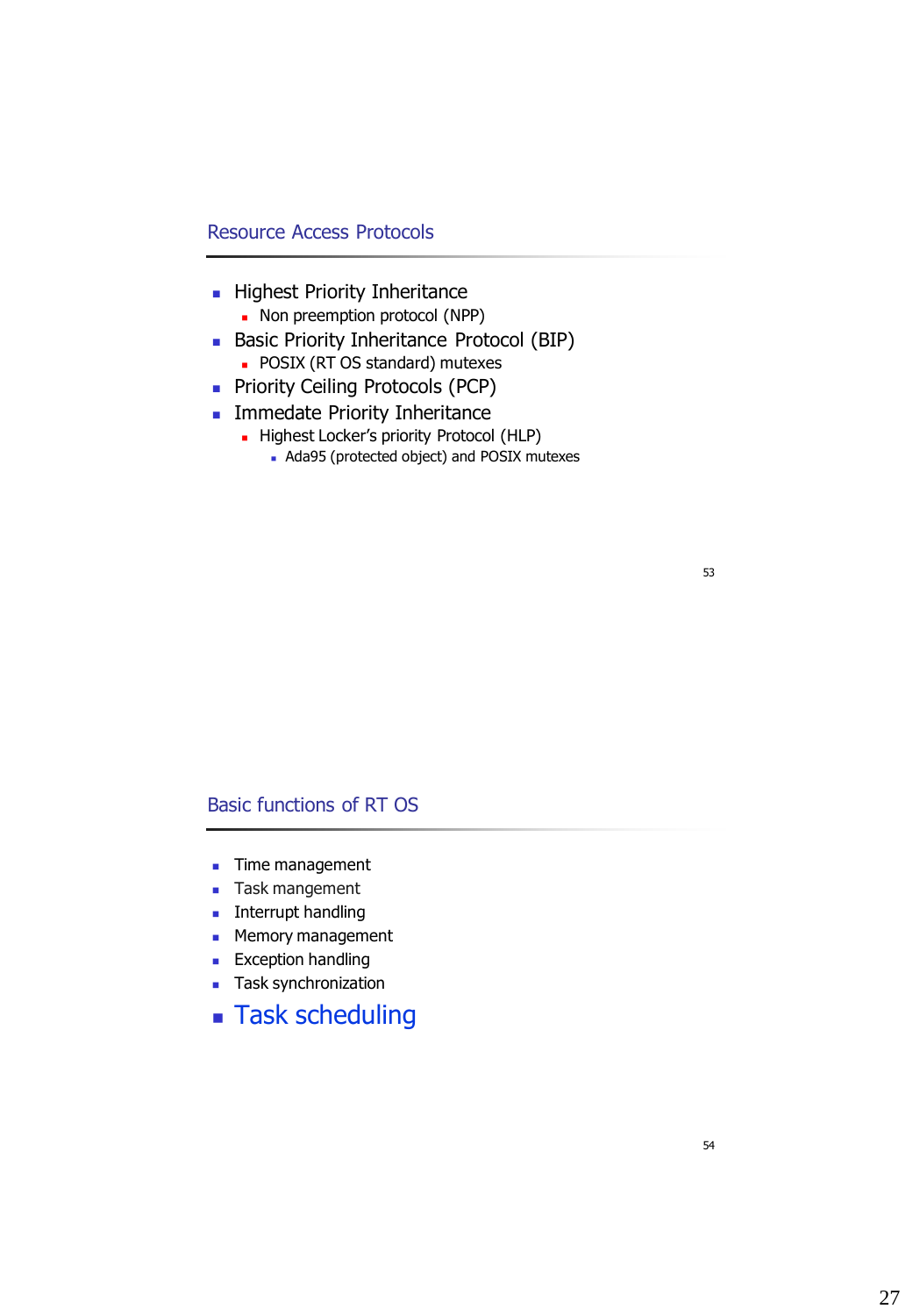## Resource Access Protocols

- Highest Priority Inheritance
  - Non preemption protocol (NPP)
- Basic Priority Inheritance Protocol (BIP)
  - POSIX (RT OS standard) mutexes
- Priority Ceiling Protocols (PCP)
- Immedate Priority Inheritance
  - Highest Locker's priority Protocol (HLP)
    - Ada95 (protected object) and POSIX mutexes

## Basic functions of RT OS

- Time management
- Task mangement
- Interrupt handling
- Memory management
- Exception handling
- Task synchronization
- **Task scheduling**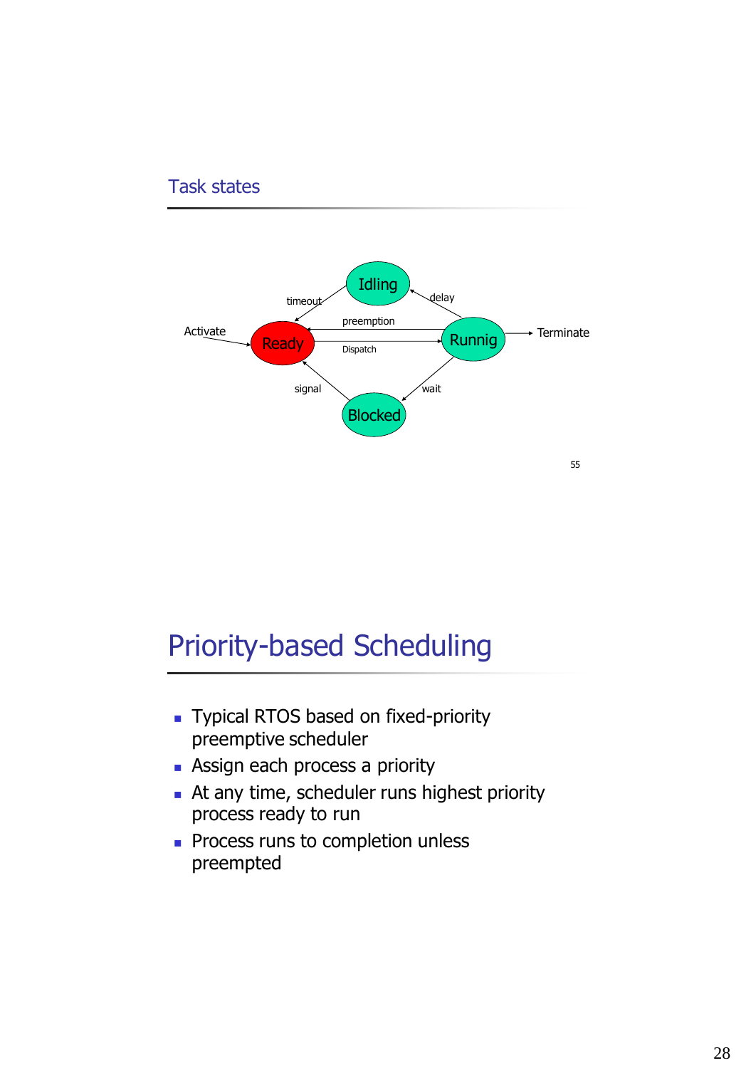## Task states

Idling

timeout

delay

preemption

Activate

Ready

Runnig

Terminate

Dispatch

signal

wait

Blocked

55

# Priority-based Scheduling

- Typical RTOS based on fixed-priority preemptive scheduler
- Assign each process a priority
- At any time, scheduler runs highest priority process ready to run
- Process runs to completion unless preempted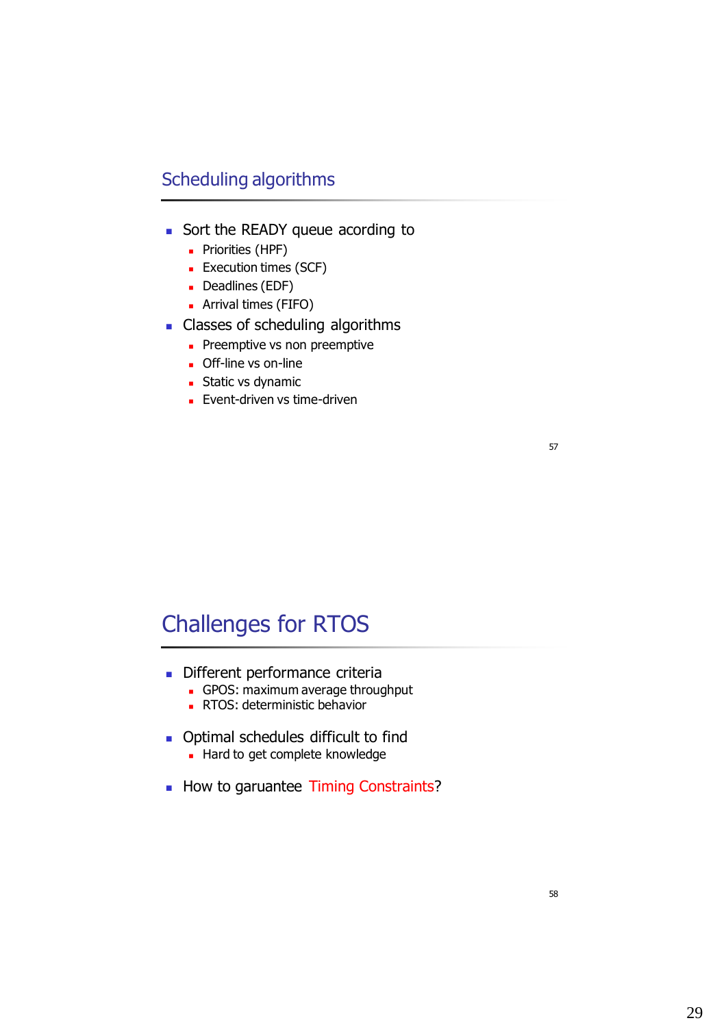## Scheduling algorithms

- Sort the READY queue acording to
  - Priorities (HPF)
  - Execution times (SCF)
  - Deadlines (EDF)
  - Arrival times (FIFO)
- Classes of scheduling algorithms
  - Preemptive vs non preemptive
  - Off-line vs on-line
  - Static vs dynamic
  - Event-driven vs time-driven

## Challenges for RTOS

- Different performance criteria
  - GPOS: maximum average throughput
  - RTOS: deterministic behavior
- Optimal schedules difficult to find
  - Hard to get complete knowledge
- How to garuantee Timing Constraints?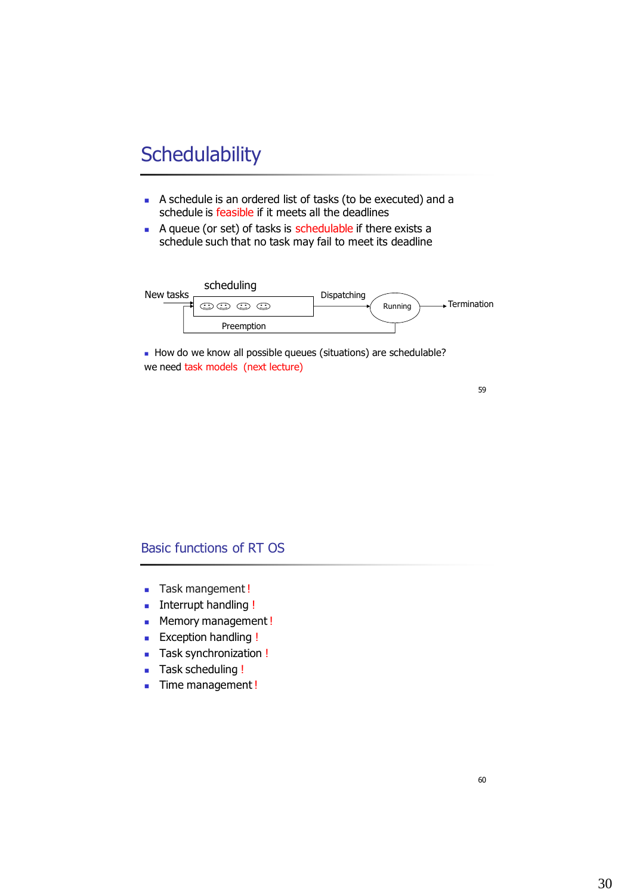## Schedulability

- A schedule is an ordered list of tasks (to be executed) and a schedule is feasible if it meets all the deadlines
- A queue (or set) of tasks is schedulable if there exists a schedule such that no task may fail to meet its deadline

New tasks → scheduling → Dispatching → Running → Termination

Preemption

- How do we know all possible queues (situations) are schedulable?

we need task models (next lecture)

## Basic functions of RT OS

- Task mangement !
- Interrupt handling !
- Memory management !
- Exception handling !
- Task synchronization !
- Task scheduling !
- Time management !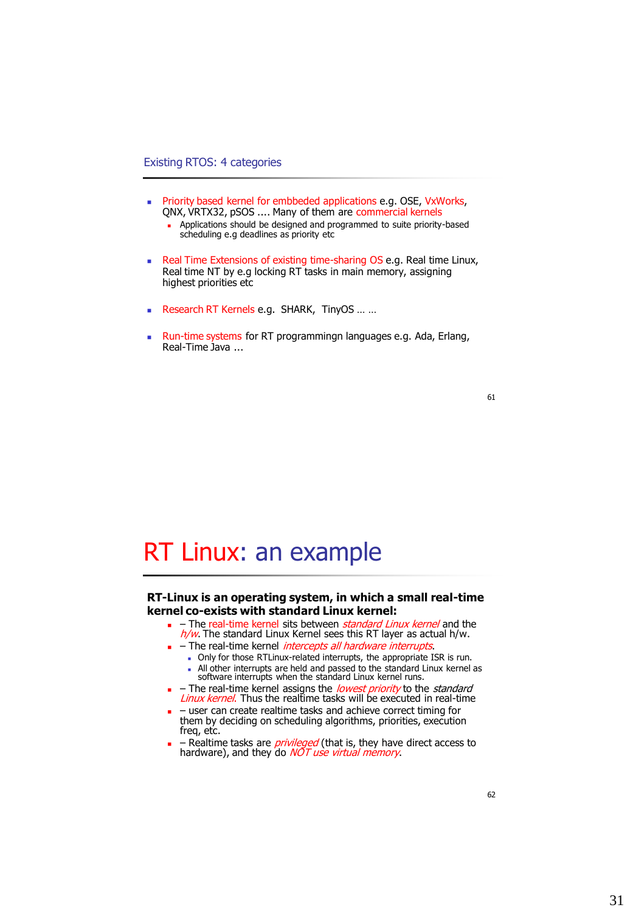## Existing RTOS: 4 categories

- Priority based kernel for embbeded applications e.g. OSE, VxWorks, QNX, VRTX32, pSOS .... Many of them are commercial kernels
  - Applications should be designed and programmed to suite priority-based scheduling e.g deadlines as priority etc
- Real Time Extensions of existing time-sharing OS e.g. Real time Linux, Real time NT by e.g locking RT tasks in main memory, assigning highest priorities etc
- Research RT Kernels e.g. SHARK, TinyOS … …
- Run-time systems for RT programmingn languages e.g. Ada, Erlang, Real-Time Java ...

# RT Linux: an example

**RT-Linux is an operating system, in which a small real-time kernel co-exists with standard Linux kernel:**

- – The real-time kernel sits between *standard Linux kernel* and the *h/w*. The standard Linux Kernel sees this RT layer as actual h/w.
- – The real-time kernel *intercepts all hardware interrupts*.
  - Only for those RTLinux-related interrupts, the appropriate ISR is run.
  - All other interrupts are held and passed to the standard Linux kernel as software interrupts when the standard Linux kernel runs.
- – The real-time kernel assigns the *lowest priority* to the *standard Linux kernel*. Thus the realtime tasks will be executed in real-time
- – user can create realtime tasks and achieve correct timing for them by deciding on scheduling algorithms, priorities, execution freq, etc.
- – Realtime tasks are *privileged* (that is, they have direct access to hardware), and they do *NOT use virtual memory*.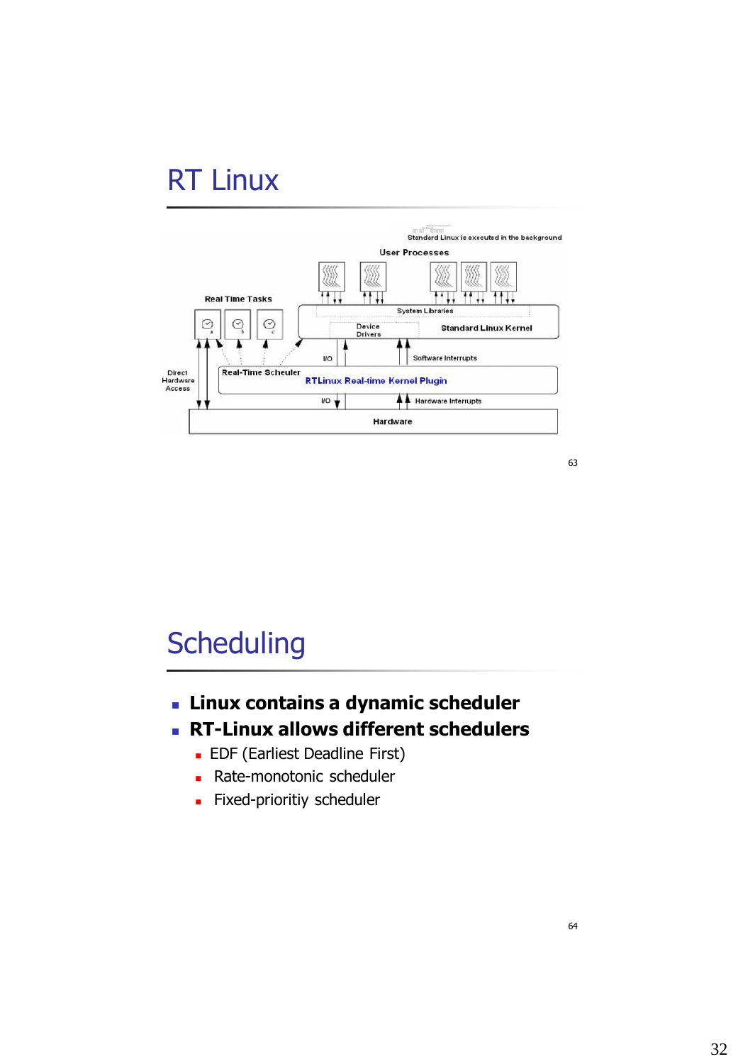# RT Linux

Standard Linux is executed in the background

User Processes

Real Time Tasks

System Libraries

Device Drivers

Standard Linux Kernel

I/O

Software Interrupts

Direct Hardware Access

Real-Time Scheuler

RTLinux Real-time Kernel Plugin

I/O

Hardware Interrupts

Hardware

# Scheduling

- **Linux contains a dynamic scheduler**
- **RT-Linux allows different schedulers**
  - EDF (Earliest Deadline First)
  - Rate-monotonic scheduler
  - Fixed-prioritiy scheduler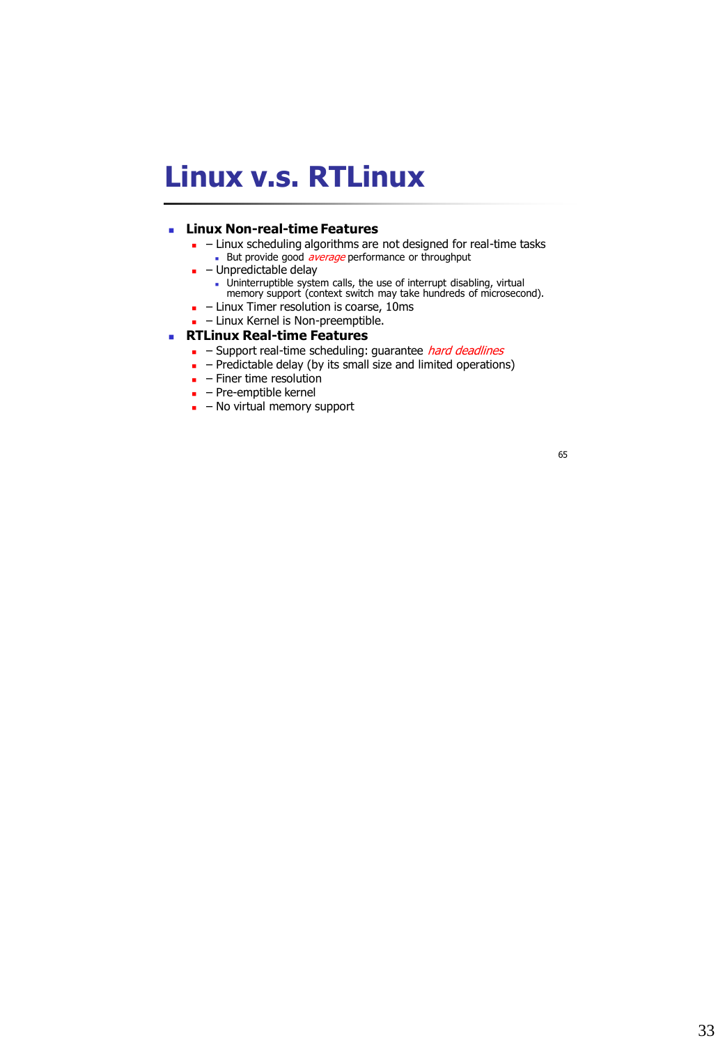# Linux v.s. RTLinux

- **Linux Non-real-time Features**
  - – Linux scheduling algorithms are not designed for real-time tasks
    - But provide good *average* performance or throughput
  - – Unpredictable delay
    - Uninterruptible system calls, the use of interrupt disabling, virtual memory support (context switch may take hundreds of microsecond).
  - – Linux Timer resolution is coarse, 10ms
  - – Linux Kernel is Non-preemptible.
- **RTLinux Real-time Features**
  - – Support real-time scheduling: guarantee *hard deadlines*
  - – Predictable delay (by its small size and limited operations)
  - – Finer time resolution
  - – Pre-emptible kernel
  - – No virtual memory support